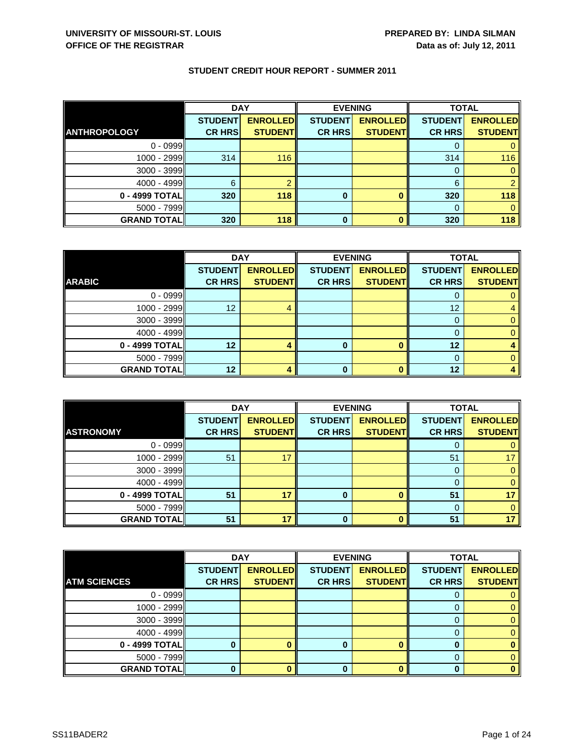**UNIVERSITY OF MISSOURI-ST. LOUIS**
**OFFICE OF THE REGISTRAR**

**PREPARED BY: LINDA SILMAN**
**Data as of: July 12, 2011**

## STUDENT CREDIT HOUR REPORT - SUMMER 2011

| | DAY | | EVENING | | TOTAL | |
|---|---|---|---|---|---|---|
| **ANTHROPOLOGY** | **STUDENT CR HRS** | **ENROLLED STUDENT** | **STUDENT CR HRS** | **ENROLLED STUDENT** | **STUDENT CR HRS** | **ENROLLED STUDENT** |
| 0 - 0999 | | | | | 0 | 0 |
| 1000 - 2999 | 314 | 116 | | | 314 | 116 |
| 3000 - 3999 | | | | | 0 | 0 |
| 4000 - 4999 | 6 | 2 | | | 6 | 2 |
| **0 - 4999 TOTAL** | **320** | **118** | **0** | **0** | **320** | **118** |
| 5000 - 7999 | | | | | 0 | 0 |
| **GRAND TOTAL** | **320** | **118** | **0** | **0** | **320** | **118** |

| | DAY | | EVENING | | TOTAL | |
|---|---|---|---|---|---|---|
| **ARABIC** | **STUDENT CR HRS** | **ENROLLED STUDENT** | **STUDENT CR HRS** | **ENROLLED STUDENT** | **STUDENT CR HRS** | **ENROLLED STUDENT** |
| 0 - 0999 | | | | | 0 | 0 |
| 1000 - 2999 | 12 | 4 | | | 12 | 4 |
| 3000 - 3999 | | | | | 0 | 0 |
| 4000 - 4999 | | | | | 0 | 0 |
| **0 - 4999 TOTAL** | **12** | **4** | **0** | **0** | **12** | **4** |
| 5000 - 7999 | | | | | 0 | 0 |
| **GRAND TOTAL** | **12** | **4** | **0** | **0** | **12** | **4** |

| | DAY | | EVENING | | TOTAL | |
|---|---|---|---|---|---|---|
| **ASTRONOMY** | **STUDENT CR HRS** | **ENROLLED STUDENT** | **STUDENT CR HRS** | **ENROLLED STUDENT** | **STUDENT CR HRS** | **ENROLLED STUDENT** |
| 0 - 0999 | | | | | 0 | 0 |
| 1000 - 2999 | 51 | 17 | | | 51 | 17 |
| 3000 - 3999 | | | | | 0 | 0 |
| 4000 - 4999 | | | | | 0 | 0 |
| **0 - 4999 TOTAL** | **51** | **17** | **0** | **0** | **51** | **17** |
| 5000 - 7999 | | | | | 0 | 0 |
| **GRAND TOTAL** | **51** | **17** | **0** | **0** | **51** | **17** |

| | DAY | | EVENING | | TOTAL | |
|---|---|---|---|---|---|---|
| **ATM SCIENCES** | **STUDENT CR HRS** | **ENROLLED STUDENT** | **STUDENT CR HRS** | **ENROLLED STUDENT** | **STUDENT CR HRS** | **ENROLLED STUDENT** |
| 0 - 0999 | | | | | 0 | 0 |
| 1000 - 2999 | | | | | 0 | 0 |
| 3000 - 3999 | | | | | 0 | 0 |
| 4000 - 4999 | | | | | 0 | 0 |
| **0 - 4999 TOTAL** | **0** | **0** | **0** | **0** | **0** | **0** |
| 5000 - 7999 | | | | | 0 | 0 |
| **GRAND TOTAL** | **0** | **0** | **0** | **0** | **0** | **0** |

SS11BADER2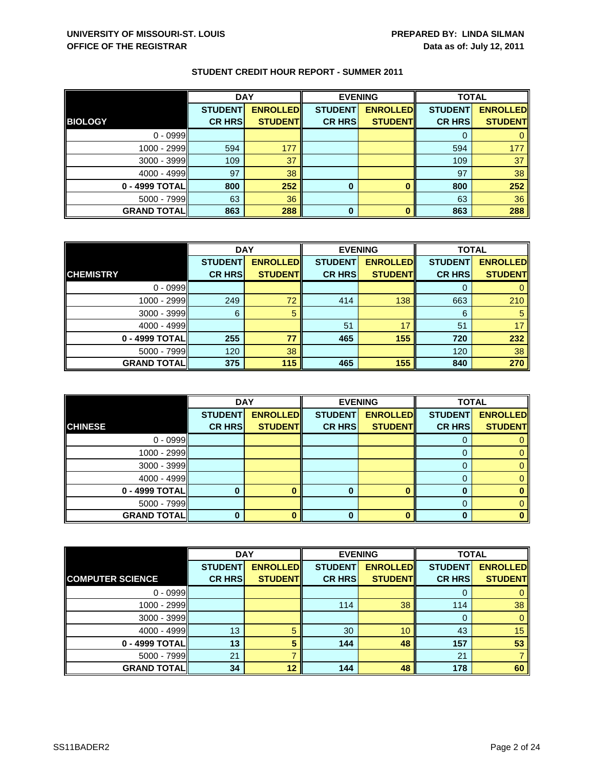**UNIVERSITY OF MISSOURI-ST. LOUIS**
**OFFICE OF THE REGISTRAR**

**PREPARED BY: LINDA SILMAN**
**Data as of: July 12, 2011**

## STUDENT CREDIT HOUR REPORT - SUMMER 2011

| | DAY | | EVENING | | TOTAL | |
|---|---|---|---|---|---|---|
| **BIOLOGY** | **STUDENT CR HRS** | **ENROLLED STUDENT** | **STUDENT CR HRS** | **ENROLLED STUDENT** | **STUDENT CR HRS** | **ENROLLED STUDENT** |
| 0 - 0999 | | | | | 0 | 0 |
| 1000 - 2999 | 594 | 177 | | | 594 | 177 |
| 3000 - 3999 | 109 | 37 | | | 109 | 37 |
| 4000 - 4999 | 97 | 38 | | | 97 | 38 |
| **0 - 4999 TOTAL** | **800** | **252** | **0** | **0** | **800** | **252** |
| 5000 - 7999 | 63 | 36 | | | 63 | 36 |
| **GRAND TOTAL** | **863** | **288** | **0** | **0** | **863** | **288** |

| | DAY | | EVENING | | TOTAL | |
|---|---|---|---|---|---|---|
| **CHEMISTRY** | **STUDENT CR HRS** | **ENROLLED STUDENT** | **STUDENT CR HRS** | **ENROLLED STUDENT** | **STUDENT CR HRS** | **ENROLLED STUDENT** |
| 0 - 0999 | | | | | 0 | 0 |
| 1000 - 2999 | 249 | 72 | 414 | 138 | 663 | 210 |
| 3000 - 3999 | 6 | 5 | | | 6 | 5 |
| 4000 - 4999 | | | 51 | 17 | 51 | 17 |
| **0 - 4999 TOTAL** | **255** | **77** | **465** | **155** | **720** | **232** |
| 5000 - 7999 | 120 | 38 | | | 120 | 38 |
| **GRAND TOTAL** | **375** | **115** | **465** | **155** | **840** | **270** |

| | DAY | | EVENING | | TOTAL | |
|---|---|---|---|---|---|---|
| **CHINESE** | **STUDENT CR HRS** | **ENROLLED STUDENT** | **STUDENT CR HRS** | **ENROLLED STUDENT** | **STUDENT CR HRS** | **ENROLLED STUDENT** |
| 0 - 0999 | | | | | 0 | 0 |
| 1000 - 2999 | | | | | 0 | 0 |
| 3000 - 3999 | | | | | 0 | 0 |
| 4000 - 4999 | | | | | 0 | 0 |
| **0 - 4999 TOTAL** | **0** | **0** | **0** | **0** | **0** | **0** |
| 5000 - 7999 | | | | | 0 | 0 |
| **GRAND TOTAL** | **0** | **0** | **0** | **0** | **0** | **0** |

| | DAY | | EVENING | | TOTAL | |
|---|---|---|---|---|---|---|
| **COMPUTER SCIENCE** | **STUDENT CR HRS** | **ENROLLED STUDENT** | **STUDENT CR HRS** | **ENROLLED STUDENT** | **STUDENT CR HRS** | **ENROLLED STUDENT** |
| 0 - 0999 | | | | | 0 | 0 |
| 1000 - 2999 | | | 114 | 38 | 114 | 38 |
| 3000 - 3999 | | | | | 0 | 0 |
| 4000 - 4999 | 13 | 5 | 30 | 10 | 43 | 15 |
| **0 - 4999 TOTAL** | **13** | **5** | **144** | **48** | **157** | **53** |
| 5000 - 7999 | 21 | 7 | | | 21 | 7 |
| **GRAND TOTAL** | **34** | **12** | **144** | **48** | **178** | **60** |

SS11BADER2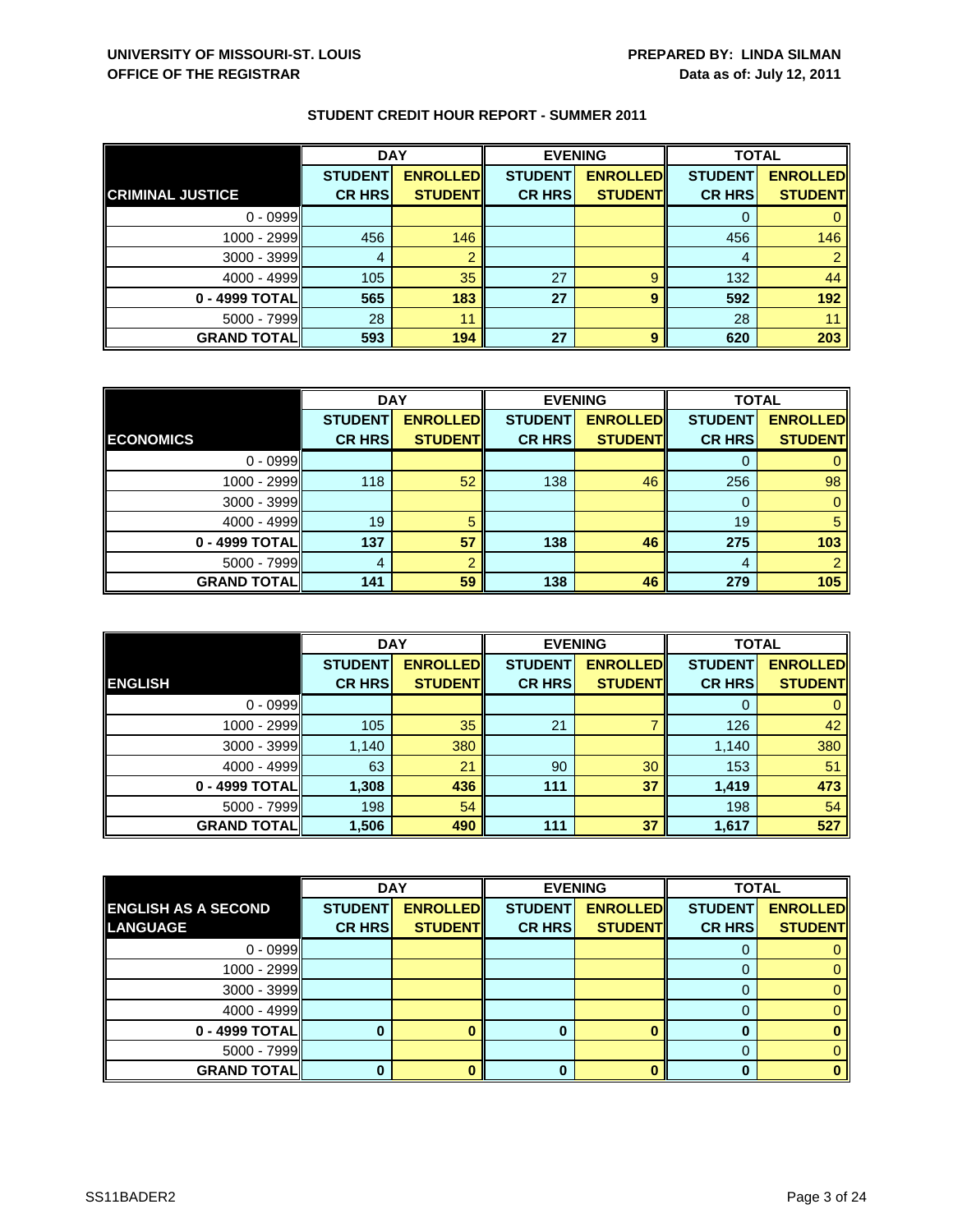**UNIVERSITY OF MISSOURI-ST. LOUIS**
**OFFICE OF THE REGISTRAR**

**PREPARED BY: LINDA SILMAN**
**Data as of: July 12, 2011**

## STUDENT CREDIT HOUR REPORT - SUMMER 2011

| | DAY | | EVENING | | TOTAL | |
|---|---|---|---|---|---|---|
| **CRIMINAL JUSTICE** | **STUDENT CR HRS** | **ENROLLED STUDENT** | **STUDENT CR HRS** | **ENROLLED STUDENT** | **STUDENT CR HRS** | **ENROLLED STUDENT** |
| 0 - 0999 | | | | | 0 | 0 |
| 1000 - 2999 | 456 | 146 | | | 456 | 146 |
| 3000 - 3999 | 4 | 2 | | | 4 | 2 |
| 4000 - 4999 | 105 | 35 | 27 | 9 | 132 | 44 |
| **0 - 4999 TOTAL** | **565** | **183** | **27** | **9** | **592** | **192** |
| 5000 - 7999 | 28 | 11 | | | 28 | 11 |
| **GRAND TOTAL** | **593** | **194** | **27** | **9** | **620** | **203** |

| | DAY | | EVENING | | TOTAL | |
|---|---|---|---|---|---|---|
| **ECONOMICS** | **STUDENT CR HRS** | **ENROLLED STUDENT** | **STUDENT CR HRS** | **ENROLLED STUDENT** | **STUDENT CR HRS** | **ENROLLED STUDENT** |
| 0 - 0999 | | | | | 0 | 0 |
| 1000 - 2999 | 118 | 52 | 138 | 46 | 256 | 98 |
| 3000 - 3999 | | | | | 0 | 0 |
| 4000 - 4999 | 19 | 5 | | | 19 | 5 |
| **0 - 4999 TOTAL** | **137** | **57** | **138** | **46** | **275** | **103** |
| 5000 - 7999 | 4 | 2 | | | 4 | 2 |
| **GRAND TOTAL** | **141** | **59** | **138** | **46** | **279** | **105** |

| | DAY | | EVENING | | TOTAL | |
|---|---|---|---|---|---|---|
| **ENGLISH** | **STUDENT CR HRS** | **ENROLLED STUDENT** | **STUDENT CR HRS** | **ENROLLED STUDENT** | **STUDENT CR HRS** | **ENROLLED STUDENT** |
| 0 - 0999 | | | | | 0 | 0 |
| 1000 - 2999 | 105 | 35 | 21 | 7 | 126 | 42 |
| 3000 - 3999 | 1,140 | 380 | | | 1,140 | 380 |
| 4000 - 4999 | 63 | 21 | 90 | 30 | 153 | 51 |
| **0 - 4999 TOTAL** | **1,308** | **436** | **111** | **37** | **1,419** | **473** |
| 5000 - 7999 | 198 | 54 | | | 198 | 54 |
| **GRAND TOTAL** | **1,506** | **490** | **111** | **37** | **1,617** | **527** |

| | DAY | | EVENING | | TOTAL | |
|---|---|---|---|---|---|---|
| **ENGLISH AS A SECOND LANGUAGE** | **STUDENT CR HRS** | **ENROLLED STUDENT** | **STUDENT CR HRS** | **ENROLLED STUDENT** | **STUDENT CR HRS** | **ENROLLED STUDENT** |
| 0 - 0999 | | | | | 0 | 0 |
| 1000 - 2999 | | | | | 0 | 0 |
| 3000 - 3999 | | | | | 0 | 0 |
| 4000 - 4999 | | | | | 0 | 0 |
| **0 - 4999 TOTAL** | **0** | **0** | **0** | **0** | **0** | **0** |
| 5000 - 7999 | | | | | 0 | 0 |
| **GRAND TOTAL** | **0** | **0** | **0** | **0** | **0** | **0** |

SS11BADER2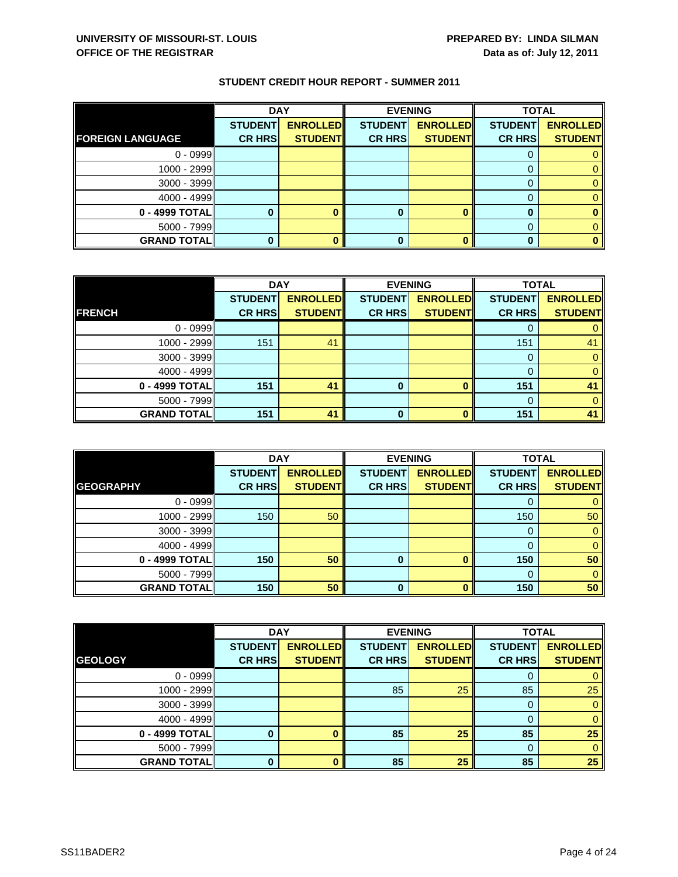**UNIVERSITY OF MISSOURI-ST. LOUIS**
**OFFICE OF THE REGISTRAR**

**PREPARED BY: LINDA SILMAN**
**Data as of: July 12, 2011**

## STUDENT CREDIT HOUR REPORT - SUMMER 2011

| | DAY | | EVENING | | TOTAL | |
|---|---|---|---|---|---|---|
| **FOREIGN LANGUAGE** | **STUDENT CR HRS** | **ENROLLED STUDENT** | **STUDENT CR HRS** | **ENROLLED STUDENT** | **STUDENT CR HRS** | **ENROLLED STUDENT** |
| 0 - 0999 | | | | | 0 | 0 |
| 1000 - 2999 | | | | | 0 | 0 |
| 3000 - 3999 | | | | | 0 | 0 |
| 4000 - 4999 | | | | | 0 | 0 |
| **0 - 4999 TOTAL** | **0** | **0** | **0** | **0** | **0** | **0** |
| 5000 - 7999 | | | | | 0 | 0 |
| **GRAND TOTAL** | **0** | **0** | **0** | **0** | **0** | **0** |

| | DAY | | EVENING | | TOTAL | |
|---|---|---|---|---|---|---|
| **FRENCH** | **STUDENT CR HRS** | **ENROLLED STUDENT** | **STUDENT CR HRS** | **ENROLLED STUDENT** | **STUDENT CR HRS** | **ENROLLED STUDENT** |
| 0 - 0999 | | | | | 0 | 0 |
| 1000 - 2999 | 151 | 41 | | | 151 | 41 |
| 3000 - 3999 | | | | | 0 | 0 |
| 4000 - 4999 | | | | | 0 | 0 |
| **0 - 4999 TOTAL** | **151** | **41** | **0** | **0** | **151** | **41** |
| 5000 - 7999 | | | | | 0 | 0 |
| **GRAND TOTAL** | **151** | **41** | **0** | **0** | **151** | **41** |

| | DAY | | EVENING | | TOTAL | |
|---|---|---|---|---|---|---|
| **GEOGRAPHY** | **STUDENT CR HRS** | **ENROLLED STUDENT** | **STUDENT CR HRS** | **ENROLLED STUDENT** | **STUDENT CR HRS** | **ENROLLED STUDENT** |
| 0 - 0999 | | | | | 0 | 0 |
| 1000 - 2999 | 150 | 50 | | | 150 | 50 |
| 3000 - 3999 | | | | | 0 | 0 |
| 4000 - 4999 | | | | | 0 | 0 |
| **0 - 4999 TOTAL** | **150** | **50** | **0** | **0** | **150** | **50** |
| 5000 - 7999 | | | | | 0 | 0 |
| **GRAND TOTAL** | **150** | **50** | **0** | **0** | **150** | **50** |

| | DAY | | EVENING | | TOTAL | |
|---|---|---|---|---|---|---|
| **GEOLOGY** | **STUDENT CR HRS** | **ENROLLED STUDENT** | **STUDENT CR HRS** | **ENROLLED STUDENT** | **STUDENT CR HRS** | **ENROLLED STUDENT** |
| 0 - 0999 | | | | | 0 | 0 |
| 1000 - 2999 | | | 85 | 25 | 85 | 25 |
| 3000 - 3999 | | | | | 0 | 0 |
| 4000 - 4999 | | | | | 0 | 0 |
| **0 - 4999 TOTAL** | **0** | **0** | **85** | **25** | **85** | **25** |
| 5000 - 7999 | | | | | 0 | 0 |
| **GRAND TOTAL** | **0** | **0** | **85** | **25** | **85** | **25** |

SS11BADER2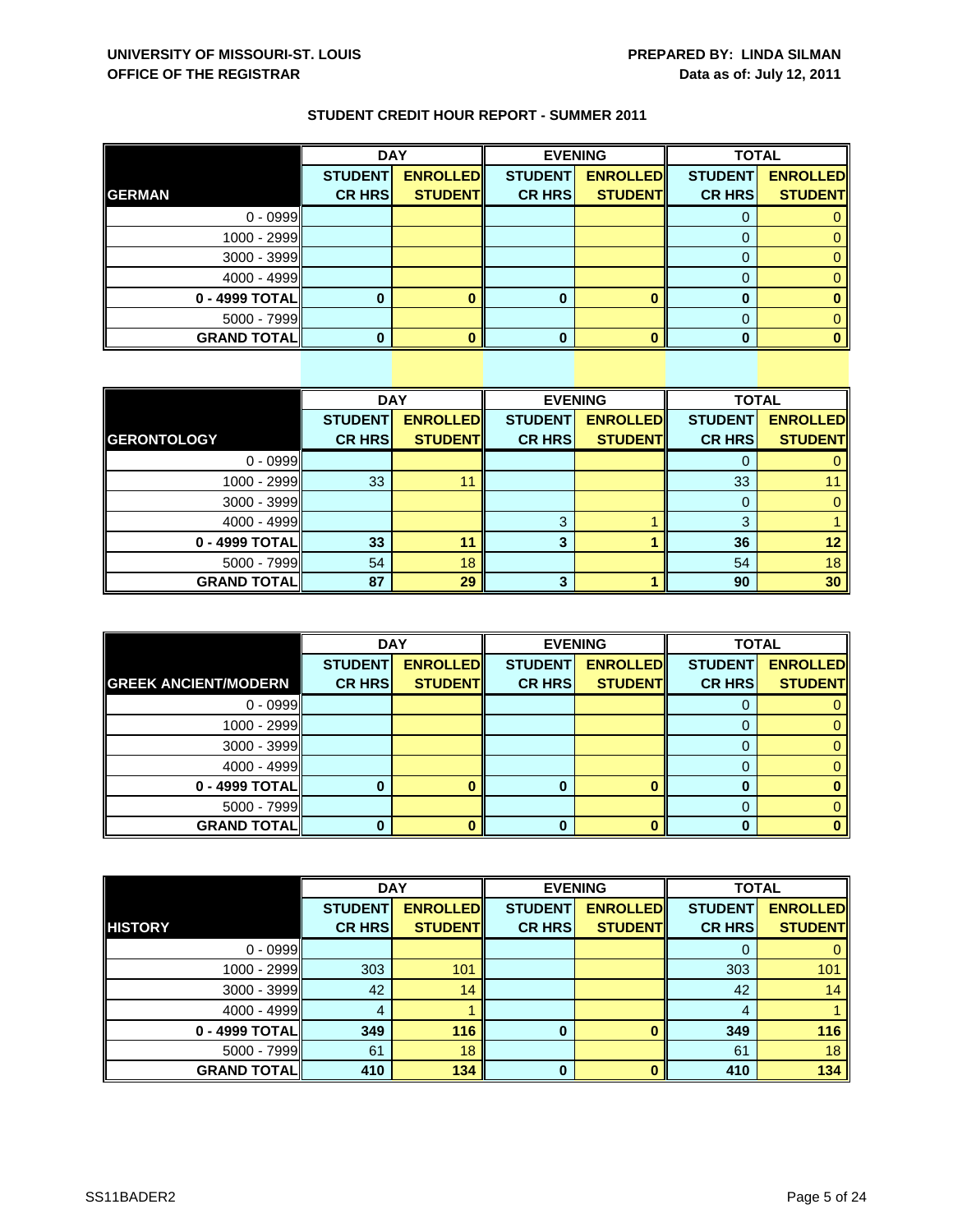**UNIVERSITY OF MISSOURI-ST. LOUIS**
**OFFICE OF THE REGISTRAR**

**PREPARED BY: LINDA SILMAN**
**Data as of: July 12, 2011**

## STUDENT CREDIT HOUR REPORT - SUMMER 2011

| | DAY | | EVENING | | TOTAL | |
|---|---|---|---|---|---|---|
| **GERMAN** | **STUDENT CR HRS** | **ENROLLED STUDENT** | **STUDENT CR HRS** | **ENROLLED STUDENT** | **STUDENT CR HRS** | **ENROLLED STUDENT** |
| 0 - 0999 | | | | | 0 | 0 |
| 1000 - 2999 | | | | | 0 | 0 |
| 3000 - 3999 | | | | | 0 | 0 |
| 4000 - 4999 | | | | | 0 | 0 |
| **0 - 4999 TOTAL** | **0** | **0** | **0** | **0** | **0** | **0** |
| 5000 - 7999 | | | | | 0 | 0 |
| **GRAND TOTAL** | **0** | **0** | **0** | **0** | **0** | **0** |

| | DAY | | EVENING | | TOTAL | |
|---|---|---|---|---|---|---|
| **GERONTOLOGY** | **STUDENT CR HRS** | **ENROLLED STUDENT** | **STUDENT CR HRS** | **ENROLLED STUDENT** | **STUDENT CR HRS** | **ENROLLED STUDENT** |
| 0 - 0999 | | | | | 0 | 0 |
| 1000 - 2999 | 33 | 11 | | | 33 | 11 |
| 3000 - 3999 | | | | | 0 | 0 |
| 4000 - 4999 | | | 3 | 1 | 3 | 1 |
| **0 - 4999 TOTAL** | **33** | **11** | **3** | **1** | **36** | **12** |
| 5000 - 7999 | 54 | 18 | | | 54 | 18 |
| **GRAND TOTAL** | **87** | **29** | **3** | **1** | **90** | **30** |

| | DAY | | EVENING | | TOTAL | |
|---|---|---|---|---|---|---|
| **GREEK ANCIENT/MODERN** | **STUDENT CR HRS** | **ENROLLED STUDENT** | **STUDENT CR HRS** | **ENROLLED STUDENT** | **STUDENT CR HRS** | **ENROLLED STUDENT** |
| 0 - 0999 | | | | | 0 | 0 |
| 1000 - 2999 | | | | | 0 | 0 |
| 3000 - 3999 | | | | | 0 | 0 |
| 4000 - 4999 | | | | | 0 | 0 |
| **0 - 4999 TOTAL** | **0** | **0** | **0** | **0** | **0** | **0** |
| 5000 - 7999 | | | | | 0 | 0 |
| **GRAND TOTAL** | **0** | **0** | **0** | **0** | **0** | **0** |

| | DAY | | EVENING | | TOTAL | |
|---|---|---|---|---|---|---|
| **HISTORY** | **STUDENT CR HRS** | **ENROLLED STUDENT** | **STUDENT CR HRS** | **ENROLLED STUDENT** | **STUDENT CR HRS** | **ENROLLED STUDENT** |
| 0 - 0999 | | | | | 0 | 0 |
| 1000 - 2999 | 303 | 101 | | | 303 | 101 |
| 3000 - 3999 | 42 | 14 | | | 42 | 14 |
| 4000 - 4999 | 4 | 1 | | | 4 | 1 |
| **0 - 4999 TOTAL** | **349** | **116** | **0** | **0** | **349** | **116** |
| 5000 - 7999 | 61 | 18 | | | 61 | 18 |
| **GRAND TOTAL** | **410** | **134** | **0** | **0** | **410** | **134** |

SS11BADER2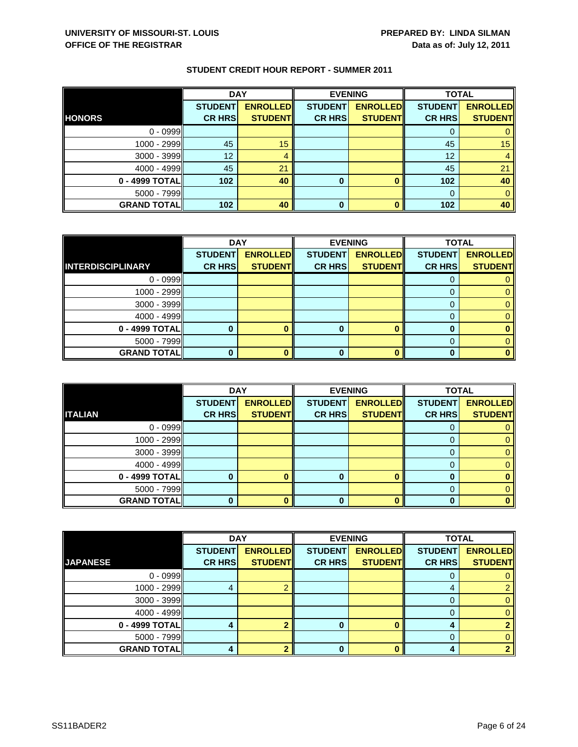**UNIVERSITY OF MISSOURI-ST. LOUIS**
**OFFICE OF THE REGISTRAR**

**PREPARED BY: LINDA SILMAN**
**Data as of: July 12, 2011**

## STUDENT CREDIT HOUR REPORT - SUMMER 2011

| | DAY | | EVENING | | TOTAL | |
|---|---|---|---|---|---|---|
| **HONORS** | **STUDENT CR HRS** | **ENROLLED STUDENT** | **STUDENT CR HRS** | **ENROLLED STUDENT** | **STUDENT CR HRS** | **ENROLLED STUDENT** |
| 0 - 0999 | | | | | 0 | 0 |
| 1000 - 2999 | 45 | 15 | | | 45 | 15 |
| 3000 - 3999 | 12 | 4 | | | 12 | 4 |
| 4000 - 4999 | 45 | 21 | | | 45 | 21 |
| **0 - 4999 TOTAL** | **102** | **40** | **0** | **0** | **102** | **40** |
| 5000 - 7999 | | | | | 0 | 0 |
| **GRAND TOTAL** | **102** | **40** | **0** | **0** | **102** | **40** |

| | DAY | | EVENING | | TOTAL | |
|---|---|---|---|---|---|---|
| **INTERDISCIPLINARY** | **STUDENT CR HRS** | **ENROLLED STUDENT** | **STUDENT CR HRS** | **ENROLLED STUDENT** | **STUDENT CR HRS** | **ENROLLED STUDENT** |
| 0 - 0999 | | | | | 0 | 0 |
| 1000 - 2999 | | | | | 0 | 0 |
| 3000 - 3999 | | | | | 0 | 0 |
| 4000 - 4999 | | | | | 0 | 0 |
| **0 - 4999 TOTAL** | **0** | **0** | **0** | **0** | **0** | **0** |
| 5000 - 7999 | | | | | 0 | 0 |
| **GRAND TOTAL** | **0** | **0** | **0** | **0** | **0** | **0** |

| | DAY | | EVENING | | TOTAL | |
|---|---|---|---|---|---|---|
| **ITALIAN** | **STUDENT CR HRS** | **ENROLLED STUDENT** | **STUDENT CR HRS** | **ENROLLED STUDENT** | **STUDENT CR HRS** | **ENROLLED STUDENT** |
| 0 - 0999 | | | | | 0 | 0 |
| 1000 - 2999 | | | | | 0 | 0 |
| 3000 - 3999 | | | | | 0 | 0 |
| 4000 - 4999 | | | | | 0 | 0 |
| **0 - 4999 TOTAL** | **0** | **0** | **0** | **0** | **0** | **0** |
| 5000 - 7999 | | | | | 0 | 0 |
| **GRAND TOTAL** | **0** | **0** | **0** | **0** | **0** | **0** |

| | DAY | | EVENING | | TOTAL | |
|---|---|---|---|---|---|---|
| **JAPANESE** | **STUDENT CR HRS** | **ENROLLED STUDENT** | **STUDENT CR HRS** | **ENROLLED STUDENT** | **STUDENT CR HRS** | **ENROLLED STUDENT** |
| 0 - 0999 | | | | | 0 | 0 |
| 1000 - 2999 | 4 | 2 | | | 4 | 2 |
| 3000 - 3999 | | | | | 0 | 0 |
| 4000 - 4999 | | | | | 0 | 0 |
| **0 - 4999 TOTAL** | **4** | **2** | **0** | **0** | **4** | **2** |
| 5000 - 7999 | | | | | 0 | 0 |
| **GRAND TOTAL** | **4** | **2** | **0** | **0** | **4** | **2** |

SS11BADER2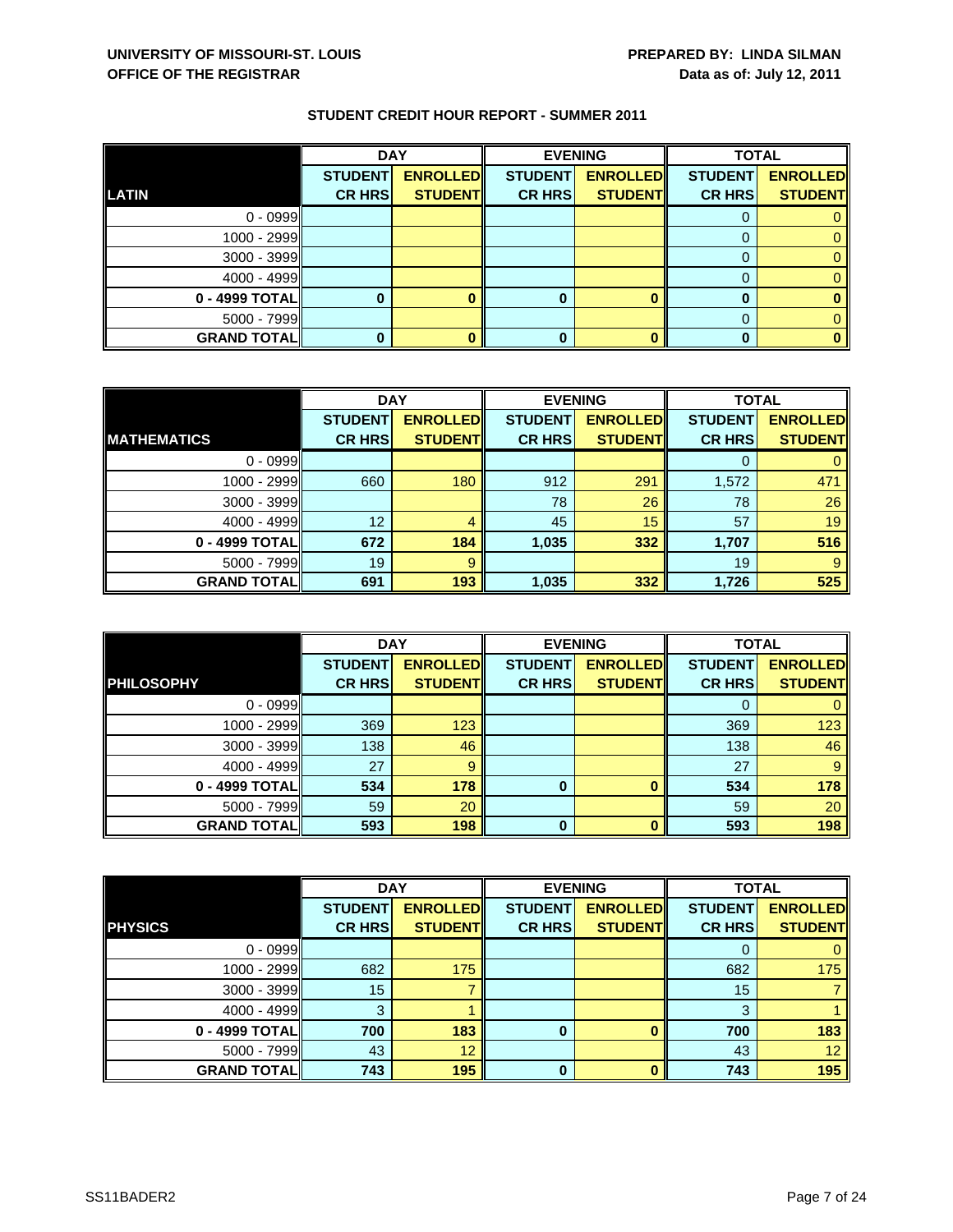**UNIVERSITY OF MISSOURI-ST. LOUIS**
**OFFICE OF THE REGISTRAR**

**PREPARED BY: LINDA SILMAN**
**Data as of: July 12, 2011**

## STUDENT CREDIT HOUR REPORT - SUMMER 2011

| | DAY | | EVENING | | TOTAL | |
|---|---|---|---|---|---|---|
| **LATIN** | **STUDENT CR HRS** | **ENROLLED STUDENT** | **STUDENT CR HRS** | **ENROLLED STUDENT** | **STUDENT CR HRS** | **ENROLLED STUDENT** |
| 0 - 0999 | | | | | 0 | 0 |
| 1000 - 2999 | | | | | 0 | 0 |
| 3000 - 3999 | | | | | 0 | 0 |
| 4000 - 4999 | | | | | 0 | 0 |
| **0 - 4999 TOTAL** | **0** | **0** | **0** | **0** | **0** | **0** |
| 5000 - 7999 | | | | | 0 | 0 |
| **GRAND TOTAL** | **0** | **0** | **0** | **0** | **0** | **0** |

| | DAY | | EVENING | | TOTAL | |
|---|---|---|---|---|---|---|
| **MATHEMATICS** | **STUDENT CR HRS** | **ENROLLED STUDENT** | **STUDENT CR HRS** | **ENROLLED STUDENT** | **STUDENT CR HRS** | **ENROLLED STUDENT** |
| 0 - 0999 | | | | | 0 | 0 |
| 1000 - 2999 | 660 | 180 | 912 | 291 | 1,572 | 471 |
| 3000 - 3999 | | | 78 | 26 | 78 | 26 |
| 4000 - 4999 | 12 | 4 | 45 | 15 | 57 | 19 |
| **0 - 4999 TOTAL** | **672** | **184** | **1,035** | **332** | **1,707** | **516** |
| 5000 - 7999 | 19 | 9 | | | 19 | 9 |
| **GRAND TOTAL** | **691** | **193** | **1,035** | **332** | **1,726** | **525** |

| | DAY | | EVENING | | TOTAL | |
|---|---|---|---|---|---|---|
| **PHILOSOPHY** | **STUDENT CR HRS** | **ENROLLED STUDENT** | **STUDENT CR HRS** | **ENROLLED STUDENT** | **STUDENT CR HRS** | **ENROLLED STUDENT** |
| 0 - 0999 | | | | | 0 | 0 |
| 1000 - 2999 | 369 | 123 | | | 369 | 123 |
| 3000 - 3999 | 138 | 46 | | | 138 | 46 |
| 4000 - 4999 | 27 | 9 | | | 27 | 9 |
| **0 - 4999 TOTAL** | **534** | **178** | **0** | **0** | **534** | **178** |
| 5000 - 7999 | 59 | 20 | | | 59 | 20 |
| **GRAND TOTAL** | **593** | **198** | **0** | **0** | **593** | **198** |

| | DAY | | EVENING | | TOTAL | |
|---|---|---|---|---|---|---|
| **PHYSICS** | **STUDENT CR HRS** | **ENROLLED STUDENT** | **STUDENT CR HRS** | **ENROLLED STUDENT** | **STUDENT CR HRS** | **ENROLLED STUDENT** |
| 0 - 0999 | | | | | 0 | 0 |
| 1000 - 2999 | 682 | 175 | | | 682 | 175 |
| 3000 - 3999 | 15 | 7 | | | 15 | 7 |
| 4000 - 4999 | 3 | 1 | | | 3 | 1 |
| **0 - 4999 TOTAL** | **700** | **183** | **0** | **0** | **700** | **183** |
| 5000 - 7999 | 43 | 12 | | | 43 | 12 |
| **GRAND TOTAL** | **743** | **195** | **0** | **0** | **743** | **195** |

SS11BADER2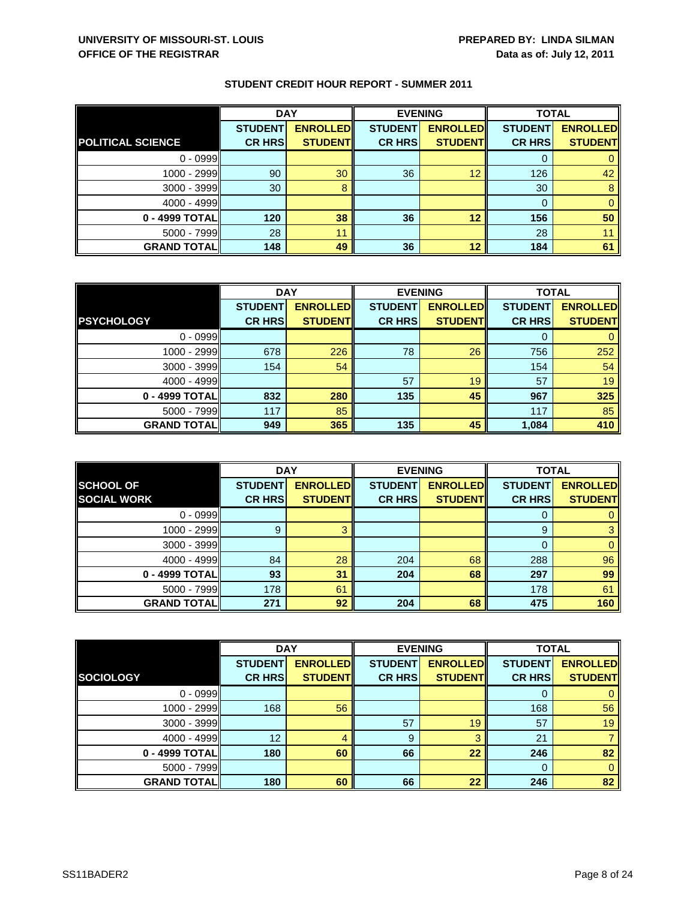**UNIVERSITY OF MISSOURI-ST. LOUIS**
**OFFICE OF THE REGISTRAR**

**PREPARED BY: LINDA SILMAN**
**Data as of: July 12, 2011**

## STUDENT CREDIT HOUR REPORT - SUMMER 2011

| | DAY | | EVENING | | TOTAL | |
|---|---|---|---|---|---|---|
| **POLITICAL SCIENCE** | **STUDENT CR HRS** | **ENROLLED STUDENT** | **STUDENT CR HRS** | **ENROLLED STUDENT** | **STUDENT CR HRS** | **ENROLLED STUDENT** |
| 0 - 0999 | | | | | 0 | 0 |
| 1000 - 2999 | 90 | 30 | 36 | 12 | 126 | 42 |
| 3000 - 3999 | 30 | 8 | | | 30 | 8 |
| 4000 - 4999 | | | | | 0 | 0 |
| **0 - 4999 TOTAL** | **120** | **38** | **36** | **12** | **156** | **50** |
| 5000 - 7999 | 28 | 11 | | | 28 | 11 |
| **GRAND TOTAL** | **148** | **49** | **36** | **12** | **184** | **61** |

| | DAY | | EVENING | | TOTAL | |
|---|---|---|---|---|---|---|
| **PSYCHOLOGY** | **STUDENT CR HRS** | **ENROLLED STUDENT** | **STUDENT CR HRS** | **ENROLLED STUDENT** | **STUDENT CR HRS** | **ENROLLED STUDENT** |
| 0 - 0999 | | | | | 0 | 0 |
| 1000 - 2999 | 678 | 226 | 78 | 26 | 756 | 252 |
| 3000 - 3999 | 154 | 54 | | | 154 | 54 |
| 4000 - 4999 | | | 57 | 19 | 57 | 19 |
| **0 - 4999 TOTAL** | **832** | **280** | **135** | **45** | **967** | **325** |
| 5000 - 7999 | 117 | 85 | | | 117 | 85 |
| **GRAND TOTAL** | **949** | **365** | **135** | **45** | **1,084** | **410** |

| | DAY | | EVENING | | TOTAL | |
|---|---|---|---|---|---|---|
| **SCHOOL OF SOCIAL WORK** | **STUDENT CR HRS** | **ENROLLED STUDENT** | **STUDENT CR HRS** | **ENROLLED STUDENT** | **STUDENT CR HRS** | **ENROLLED STUDENT** |
| 0 - 0999 | | | | | 0 | 0 |
| 1000 - 2999 | 9 | 3 | | | 9 | 3 |
| 3000 - 3999 | | | | | 0 | 0 |
| 4000 - 4999 | 84 | 28 | 204 | 68 | 288 | 96 |
| **0 - 4999 TOTAL** | **93** | **31** | **204** | **68** | **297** | **99** |
| 5000 - 7999 | 178 | 61 | | | 178 | 61 |
| **GRAND TOTAL** | **271** | **92** | **204** | **68** | **475** | **160** |

| | DAY | | EVENING | | TOTAL | |
|---|---|---|---|---|---|---|
| **SOCIOLOGY** | **STUDENT CR HRS** | **ENROLLED STUDENT** | **STUDENT CR HRS** | **ENROLLED STUDENT** | **STUDENT CR HRS** | **ENROLLED STUDENT** |
| 0 - 0999 | | | | | 0 | 0 |
| 1000 - 2999 | 168 | 56 | | | 168 | 56 |
| 3000 - 3999 | | | 57 | 19 | 57 | 19 |
| 4000 - 4999 | 12 | 4 | 9 | 3 | 21 | 7 |
| **0 - 4999 TOTAL** | **180** | **60** | **66** | **22** | **246** | **82** |
| 5000 - 7999 | | | | | 0 | 0 |
| **GRAND TOTAL** | **180** | **60** | **66** | **22** | **246** | **82** |

SS11BADER2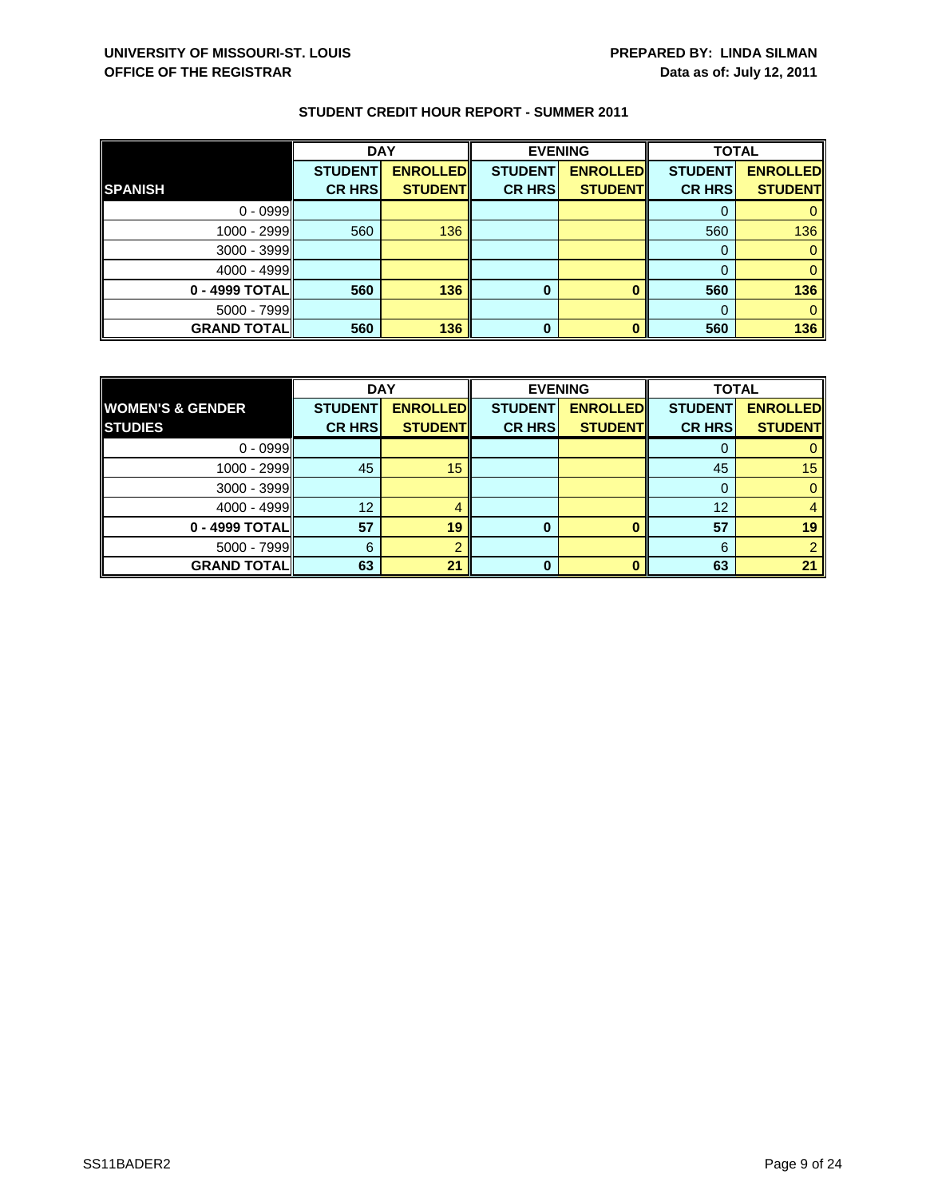UNIVERSITY OF MISSOURI-ST. LOUIS
OFFICE OF THE REGISTRAR

PREPARED BY: LINDA SILMAN
Data as of: July 12, 2011

## STUDENT CREDIT HOUR REPORT - SUMMER 2011

| | DAY | | EVENING | | TOTAL | |
|---|---|---|---|---|---|---|
| **SPANISH** | **STUDENT CR HRS** | **ENROLLED STUDENT** | **STUDENT CR HRS** | **ENROLLED STUDENT** | **STUDENT CR HRS** | **ENROLLED STUDENT** |
| 0 - 0999 | | | | | 0 | 0 |
| 1000 - 2999 | 560 | 136 | | | 560 | 136 |
| 3000 - 3999 | | | | | 0 | 0 |
| 4000 - 4999 | | | | | 0 | 0 |
| **0 - 4999 TOTAL** | **560** | **136** | **0** | **0** | **560** | **136** |
| 5000 - 7999 | | | | | 0 | 0 |
| **GRAND TOTAL** | **560** | **136** | **0** | **0** | **560** | **136** |

| | DAY | | EVENING | | TOTAL | |
|---|---|---|---|---|---|---|
| **WOMEN'S & GENDER STUDIES** | **STUDENT CR HRS** | **ENROLLED STUDENT** | **STUDENT CR HRS** | **ENROLLED STUDENT** | **STUDENT CR HRS** | **ENROLLED STUDENT** |
| 0 - 0999 | | | | | 0 | 0 |
| 1000 - 2999 | 45 | 15 | | | 45 | 15 |
| 3000 - 3999 | | | | | 0 | 0 |
| 4000 - 4999 | 12 | 4 | | | 12 | 4 |
| **0 - 4999 TOTAL** | **57** | **19** | **0** | **0** | **57** | **19** |
| 5000 - 7999 | 6 | 2 | | | 6 | 2 |
| **GRAND TOTAL** | **63** | **21** | **0** | **0** | **63** | **21** |

SS11BADER2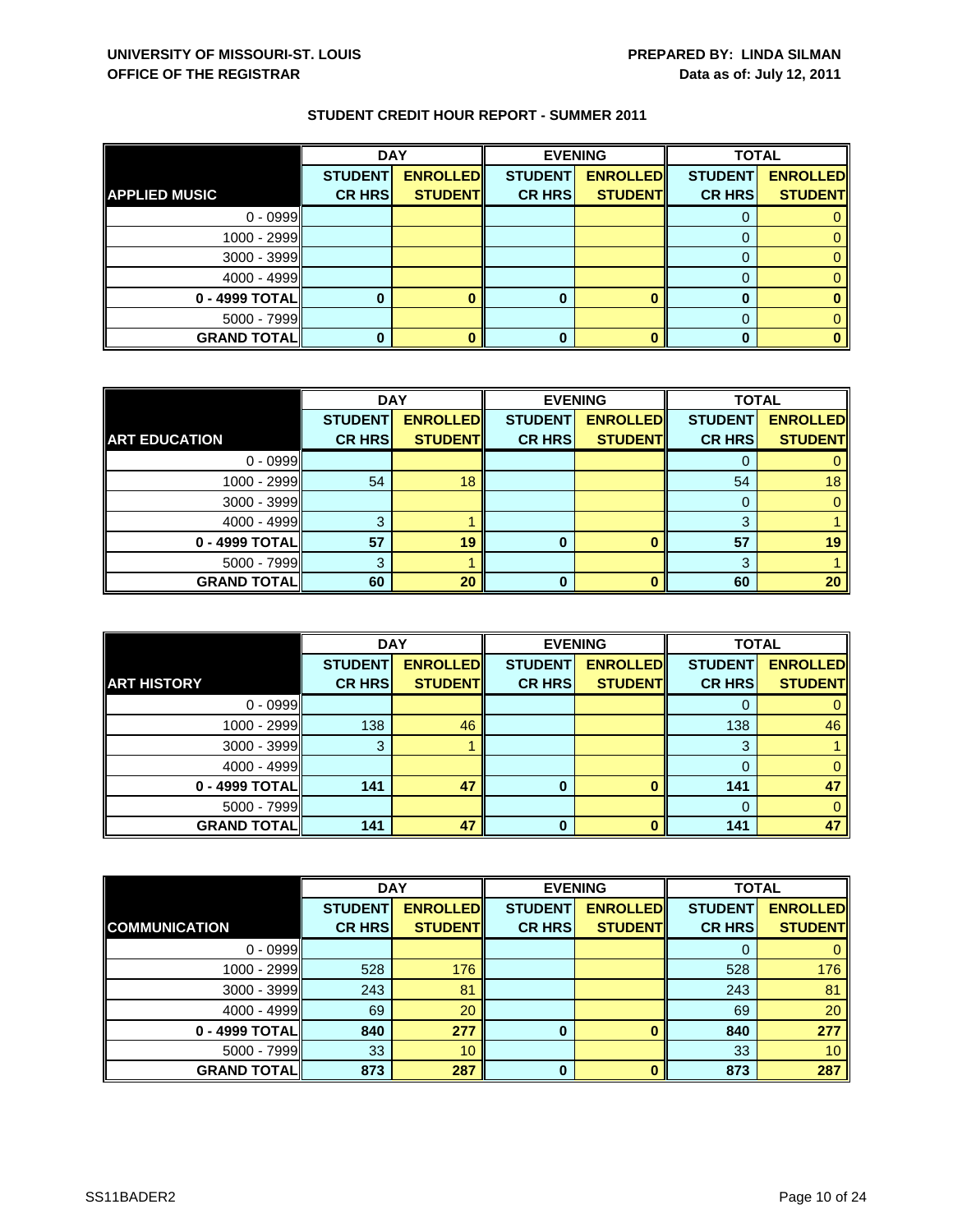**UNIVERSITY OF MISSOURI-ST. LOUIS**
**OFFICE OF THE REGISTRAR**

**PREPARED BY: LINDA SILMAN**
**Data as of: July 12, 2011**

## STUDENT CREDIT HOUR REPORT - SUMMER 2011

| | DAY | | EVENING | | TOTAL | |
|---|---|---|---|---|---|---|
| **APPLIED MUSIC** | **STUDENT CR HRS** | **ENROLLED STUDENT** | **STUDENT CR HRS** | **ENROLLED STUDENT** | **STUDENT CR HRS** | **ENROLLED STUDENT** |
| 0 - 0999 | | | | | 0 | 0 |
| 1000 - 2999 | | | | | 0 | 0 |
| 3000 - 3999 | | | | | 0 | 0 |
| 4000 - 4999 | | | | | 0 | 0 |
| **0 - 4999 TOTAL** | **0** | **0** | **0** | **0** | **0** | **0** |
| 5000 - 7999 | | | | | 0 | 0 |
| **GRAND TOTAL** | **0** | **0** | **0** | **0** | **0** | **0** |

| | DAY | | EVENING | | TOTAL | |
|---|---|---|---|---|---|---|
| **ART EDUCATION** | **STUDENT CR HRS** | **ENROLLED STUDENT** | **STUDENT CR HRS** | **ENROLLED STUDENT** | **STUDENT CR HRS** | **ENROLLED STUDENT** |
| 0 - 0999 | | | | | 0 | 0 |
| 1000 - 2999 | 54 | 18 | | | 54 | 18 |
| 3000 - 3999 | | | | | 0 | 0 |
| 4000 - 4999 | 3 | 1 | | | 3 | 1 |
| **0 - 4999 TOTAL** | **57** | **19** | **0** | **0** | **57** | **19** |
| 5000 - 7999 | 3 | 1 | | | 3 | 1 |
| **GRAND TOTAL** | **60** | **20** | **0** | **0** | **60** | **20** |

| | DAY | | EVENING | | TOTAL | |
|---|---|---|---|---|---|---|
| **ART HISTORY** | **STUDENT CR HRS** | **ENROLLED STUDENT** | **STUDENT CR HRS** | **ENROLLED STUDENT** | **STUDENT CR HRS** | **ENROLLED STUDENT** |
| 0 - 0999 | | | | | 0 | 0 |
| 1000 - 2999 | 138 | 46 | | | 138 | 46 |
| 3000 - 3999 | 3 | 1 | | | 3 | 1 |
| 4000 - 4999 | | | | | 0 | 0 |
| **0 - 4999 TOTAL** | **141** | **47** | **0** | **0** | **141** | **47** |
| 5000 - 7999 | | | | | 0 | 0 |
| **GRAND TOTAL** | **141** | **47** | **0** | **0** | **141** | **47** |

| | DAY | | EVENING | | TOTAL | |
|---|---|---|---|---|---|---|
| **COMMUNICATION** | **STUDENT CR HRS** | **ENROLLED STUDENT** | **STUDENT CR HRS** | **ENROLLED STUDENT** | **STUDENT CR HRS** | **ENROLLED STUDENT** |
| 0 - 0999 | | | | | 0 | 0 |
| 1000 - 2999 | 528 | 176 | | | 528 | 176 |
| 3000 - 3999 | 243 | 81 | | | 243 | 81 |
| 4000 - 4999 | 69 | 20 | | | 69 | 20 |
| **0 - 4999 TOTAL** | **840** | **277** | **0** | **0** | **840** | **277** |
| 5000 - 7999 | 33 | 10 | | | 33 | 10 |
| **GRAND TOTAL** | **873** | **287** | **0** | **0** | **873** | **287** |

SS11BADER2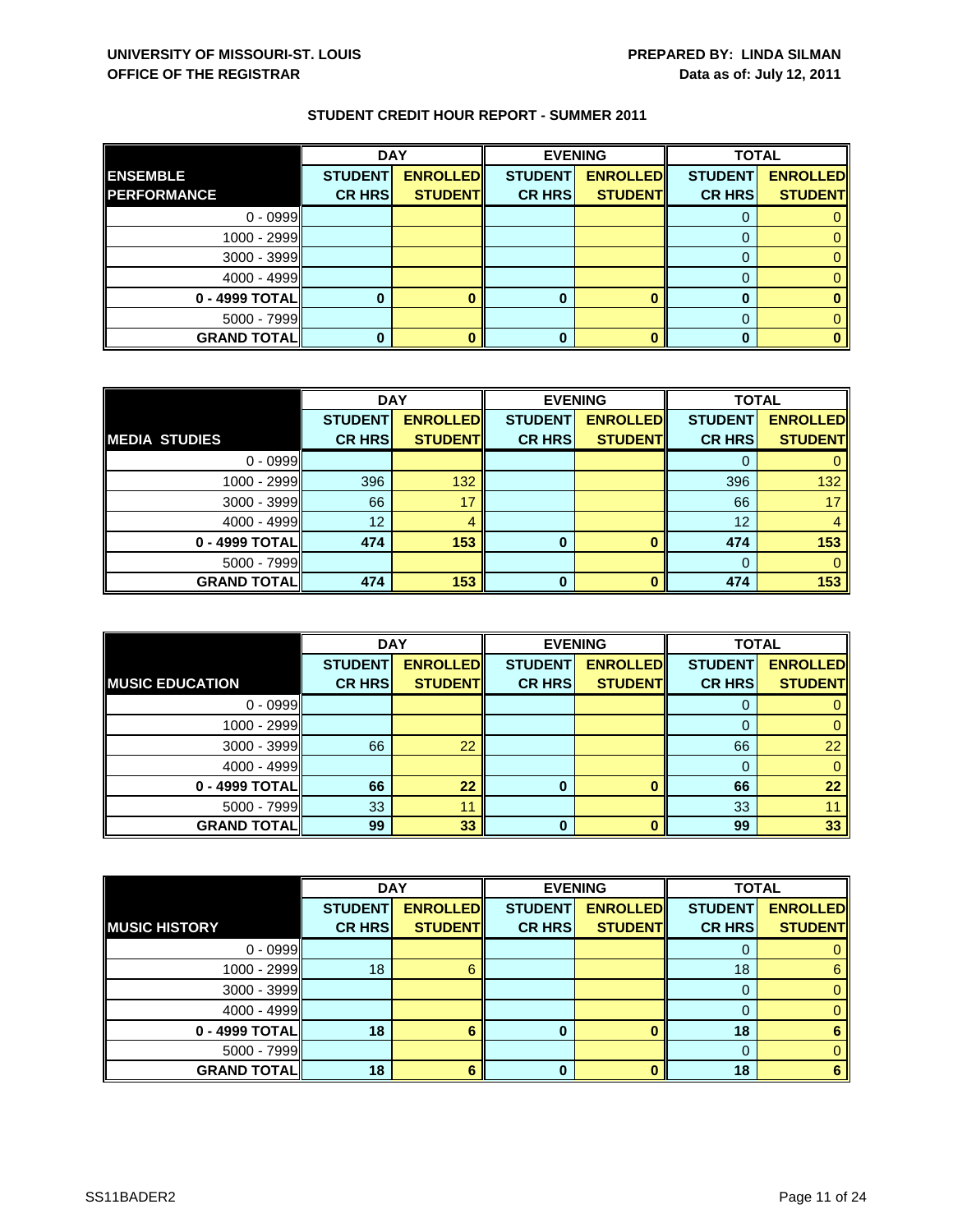**UNIVERSITY OF MISSOURI-ST. LOUIS**
**OFFICE OF THE REGISTRAR**

**PREPARED BY: LINDA SILMAN**
**Data as of: July 12, 2011**

## STUDENT CREDIT HOUR REPORT - SUMMER 2011

| | DAY | | EVENING | | TOTAL | |
|---|---|---|---|---|---|---|
| **ENSEMBLE PERFORMANCE** | **STUDENT CR HRS** | **ENROLLED STUDENT** | **STUDENT CR HRS** | **ENROLLED STUDENT** | **STUDENT CR HRS** | **ENROLLED STUDENT** |
| 0 - 0999 | | | | | 0 | 0 |
| 1000 - 2999 | | | | | 0 | 0 |
| 3000 - 3999 | | | | | 0 | 0 |
| 4000 - 4999 | | | | | 0 | 0 |
| **0 - 4999 TOTAL** | **0** | **0** | **0** | **0** | **0** | **0** |
| 5000 - 7999 | | | | | 0 | 0 |
| **GRAND TOTAL** | **0** | **0** | **0** | **0** | **0** | **0** |

| | DAY | | EVENING | | TOTAL | |
|---|---|---|---|---|---|---|
| **MEDIA STUDIES** | **STUDENT CR HRS** | **ENROLLED STUDENT** | **STUDENT CR HRS** | **ENROLLED STUDENT** | **STUDENT CR HRS** | **ENROLLED STUDENT** |
| 0 - 0999 | | | | | 0 | 0 |
| 1000 - 2999 | 396 | 132 | | | 396 | 132 |
| 3000 - 3999 | 66 | 17 | | | 66 | 17 |
| 4000 - 4999 | 12 | 4 | | | 12 | 4 |
| **0 - 4999 TOTAL** | **474** | **153** | **0** | **0** | **474** | **153** |
| 5000 - 7999 | | | | | 0 | 0 |
| **GRAND TOTAL** | **474** | **153** | **0** | **0** | **474** | **153** |

| | DAY | | EVENING | | TOTAL | |
|---|---|---|---|---|---|---|
| **MUSIC EDUCATION** | **STUDENT CR HRS** | **ENROLLED STUDENT** | **STUDENT CR HRS** | **ENROLLED STUDENT** | **STUDENT CR HRS** | **ENROLLED STUDENT** |
| 0 - 0999 | | | | | 0 | 0 |
| 1000 - 2999 | | | | | 0 | 0 |
| 3000 - 3999 | 66 | 22 | | | 66 | 22 |
| 4000 - 4999 | | | | | 0 | 0 |
| **0 - 4999 TOTAL** | **66** | **22** | **0** | **0** | **66** | **22** |
| 5000 - 7999 | 33 | 11 | | | 33 | 11 |
| **GRAND TOTAL** | **99** | **33** | **0** | **0** | **99** | **33** |

| | DAY | | EVENING | | TOTAL | |
|---|---|---|---|---|---|---|
| **MUSIC HISTORY** | **STUDENT CR HRS** | **ENROLLED STUDENT** | **STUDENT CR HRS** | **ENROLLED STUDENT** | **STUDENT CR HRS** | **ENROLLED STUDENT** |
| 0 - 0999 | | | | | 0 | 0 |
| 1000 - 2999 | 18 | 6 | | | 18 | 6 |
| 3000 - 3999 | | | | | 0 | 0 |
| 4000 - 4999 | | | | | 0 | 0 |
| **0 - 4999 TOTAL** | **18** | **6** | **0** | **0** | **18** | **6** |
| 5000 - 7999 | | | | | 0 | 0 |
| **GRAND TOTAL** | **18** | **6** | **0** | **0** | **18** | **6** |

SS11BADER2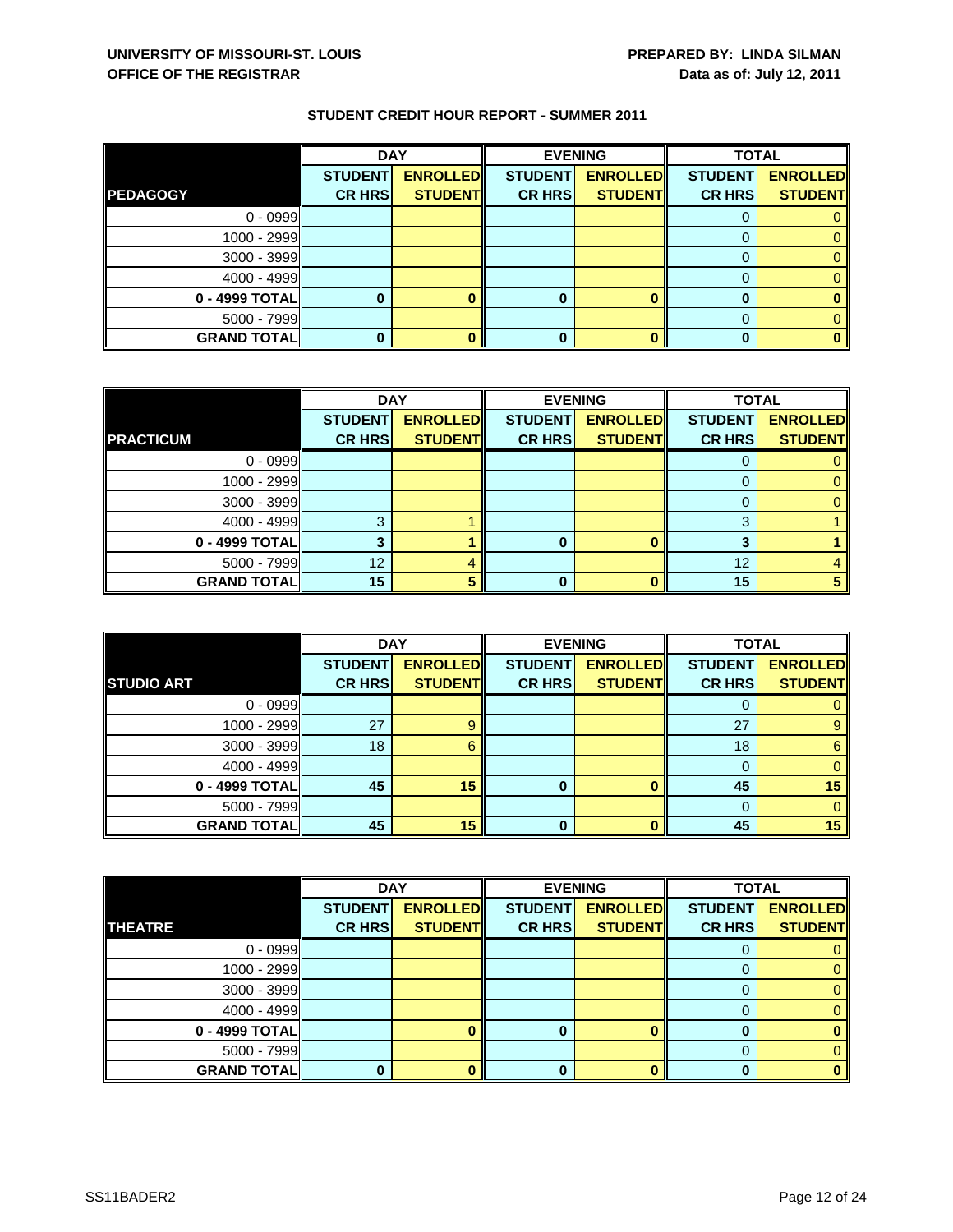**UNIVERSITY OF MISSOURI-ST. LOUIS**
**OFFICE OF THE REGISTRAR**

**PREPARED BY: LINDA SILMAN**
**Data as of: July 12, 2011**

## STUDENT CREDIT HOUR REPORT - SUMMER 2011

| | DAY | | EVENING | | TOTAL | |
|---|---|---|---|---|---|---|
| **PEDAGOGY** | **STUDENT CR HRS** | **ENROLLED STUDENT** | **STUDENT CR HRS** | **ENROLLED STUDENT** | **STUDENT CR HRS** | **ENROLLED STUDENT** |
| 0 - 0999 | | | | | 0 | 0 |
| 1000 - 2999 | | | | | 0 | 0 |
| 3000 - 3999 | | | | | 0 | 0 |
| 4000 - 4999 | | | | | 0 | 0 |
| **0 - 4999 TOTAL** | **0** | **0** | **0** | **0** | **0** | **0** |
| 5000 - 7999 | | | | | 0 | 0 |
| **GRAND TOTAL** | **0** | **0** | **0** | **0** | **0** | **0** |

| | DAY | | EVENING | | TOTAL | |
|---|---|---|---|---|---|---|
| **PRACTICUM** | **STUDENT CR HRS** | **ENROLLED STUDENT** | **STUDENT CR HRS** | **ENROLLED STUDENT** | **STUDENT CR HRS** | **ENROLLED STUDENT** |
| 0 - 0999 | | | | | 0 | 0 |
| 1000 - 2999 | | | | | 0 | 0 |
| 3000 - 3999 | | | | | 0 | 0 |
| 4000 - 4999 | 3 | 1 | | | 3 | 1 |
| **0 - 4999 TOTAL** | **3** | **1** | **0** | **0** | **3** | **1** |
| 5000 - 7999 | 12 | 4 | | | 12 | 4 |
| **GRAND TOTAL** | **15** | **5** | **0** | **0** | **15** | **5** |

| | DAY | | EVENING | | TOTAL | |
|---|---|---|---|---|---|---|
| **STUDIO ART** | **STUDENT CR HRS** | **ENROLLED STUDENT** | **STUDENT CR HRS** | **ENROLLED STUDENT** | **STUDENT CR HRS** | **ENROLLED STUDENT** |
| 0 - 0999 | | | | | 0 | 0 |
| 1000 - 2999 | 27 | 9 | | | 27 | 9 |
| 3000 - 3999 | 18 | 6 | | | 18 | 6 |
| 4000 - 4999 | | | | | 0 | 0 |
| **0 - 4999 TOTAL** | **45** | **15** | **0** | **0** | **45** | **15** |
| 5000 - 7999 | | | | | 0 | 0 |
| **GRAND TOTAL** | **45** | **15** | **0** | **0** | **45** | **15** |

| | DAY | | EVENING | | TOTAL | |
|---|---|---|---|---|---|---|
| **THEATRE** | **STUDENT CR HRS** | **ENROLLED STUDENT** | **STUDENT CR HRS** | **ENROLLED STUDENT** | **STUDENT CR HRS** | **ENROLLED STUDENT** |
| 0 - 0999 | | | | | 0 | 0 |
| 1000 - 2999 | | | | | 0 | 0 |
| 3000 - 3999 | | | | | 0 | 0 |
| 4000 - 4999 | | | | | 0 | 0 |
| **0 - 4999 TOTAL** | | **0** | **0** | **0** | **0** | **0** |
| 5000 - 7999 | | | | | 0 | 0 |
| **GRAND TOTAL** | **0** | **0** | **0** | **0** | **0** | **0** |

SS11BADER2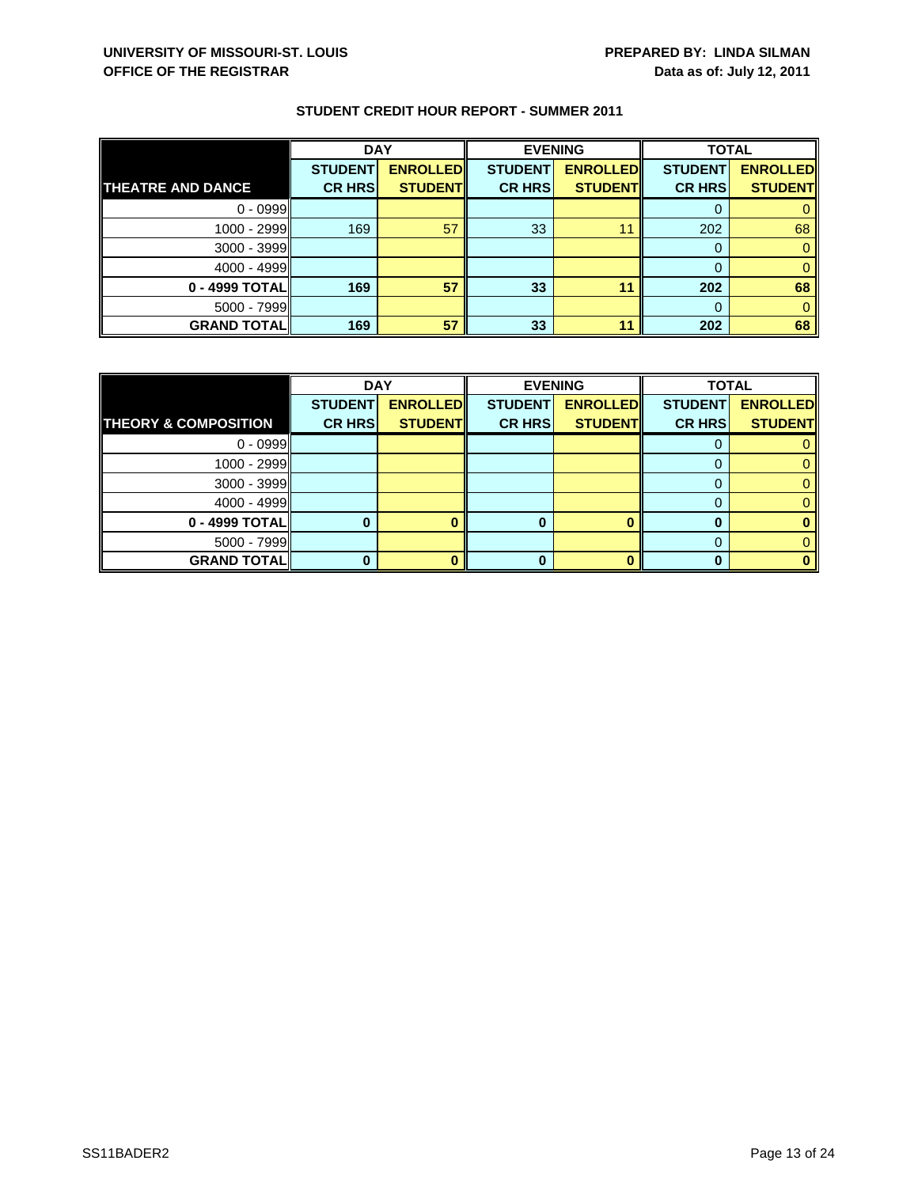**UNIVERSITY OF MISSOURI-ST. LOUIS**
**OFFICE OF THE REGISTRAR**

**PREPARED BY: LINDA SILMAN**
**Data as of: July 12, 2011**

**STUDENT CREDIT HOUR REPORT - SUMMER 2011**

| | DAY | | EVENING | | TOTAL | |
|---|---|---|---|---|---|---|
| **THEATRE AND DANCE** | **STUDENT CR HRS** | **ENROLLED STUDENT** | **STUDENT CR HRS** | **ENROLLED STUDENT** | **STUDENT CR HRS** | **ENROLLED STUDENT** |
| 0 - 0999 | | | | | 0 | 0 |
| 1000 - 2999 | 169 | 57 | 33 | 11 | 202 | 68 |
| 3000 - 3999 | | | | | 0 | 0 |
| 4000 - 4999 | | | | | 0 | 0 |
| **0 - 4999 TOTAL** | **169** | **57** | **33** | **11** | **202** | **68** |
| 5000 - 7999 | | | | | 0 | 0 |
| **GRAND TOTAL** | **169** | **57** | **33** | **11** | **202** | **68** |

| | DAY | | EVENING | | TOTAL | |
|---|---|---|---|---|---|---|
| **THEORY & COMPOSITION** | **STUDENT CR HRS** | **ENROLLED STUDENT** | **STUDENT CR HRS** | **ENROLLED STUDENT** | **STUDENT CR HRS** | **ENROLLED STUDENT** |
| 0 - 0999 | | | | | 0 | 0 |
| 1000 - 2999 | | | | | 0 | 0 |
| 3000 - 3999 | | | | | 0 | 0 |
| 4000 - 4999 | | | | | 0 | 0 |
| **0 - 4999 TOTAL** | **0** | **0** | **0** | **0** | **0** | **0** |
| 5000 - 7999 | | | | | 0 | 0 |
| **GRAND TOTAL** | **0** | **0** | **0** | **0** | **0** | **0** |

SS11BADER2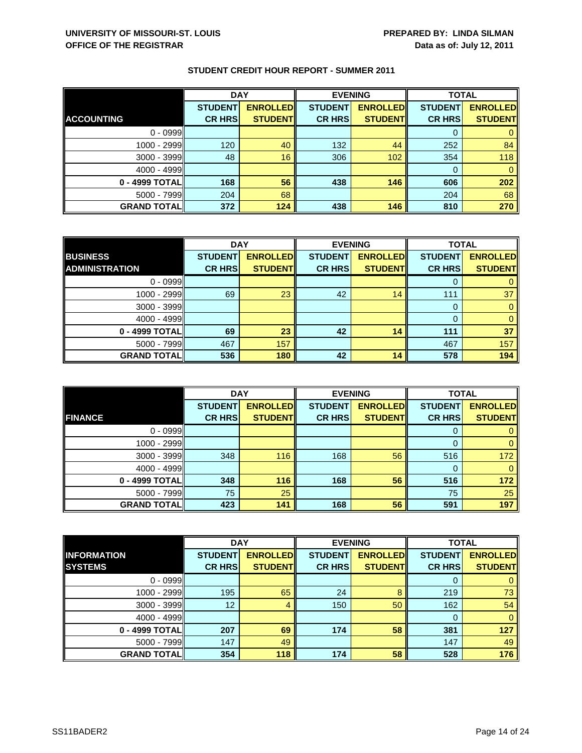**UNIVERSITY OF MISSOURI-ST. LOUIS**
**OFFICE OF THE REGISTRAR**

**PREPARED BY: LINDA SILMAN**
**Data as of: July 12, 2011**

## STUDENT CREDIT HOUR REPORT - SUMMER 2011

| | DAY | | EVENING | | TOTAL | |
|---|---|---|---|---|---|---|
| **ACCOUNTING** | **STUDENT CR HRS** | **ENROLLED STUDENT** | **STUDENT CR HRS** | **ENROLLED STUDENT** | **STUDENT CR HRS** | **ENROLLED STUDENT** |
| 0 - 0999 | | | | | 0 | 0 |
| 1000 - 2999 | 120 | 40 | 132 | 44 | 252 | 84 |
| 3000 - 3999 | 48 | 16 | 306 | 102 | 354 | 118 |
| 4000 - 4999 | | | | | 0 | 0 |
| **0 - 4999 TOTAL** | **168** | **56** | **438** | **146** | **606** | **202** |
| 5000 - 7999 | 204 | 68 | | | 204 | 68 |
| **GRAND TOTAL** | **372** | **124** | **438** | **146** | **810** | **270** |

| | DAY | | EVENING | | TOTAL | |
|---|---|---|---|---|---|---|
| **BUSINESS ADMINISTRATION** | **STUDENT CR HRS** | **ENROLLED STUDENT** | **STUDENT CR HRS** | **ENROLLED STUDENT** | **STUDENT CR HRS** | **ENROLLED STUDENT** |
| 0 - 0999 | | | | | 0 | 0 |
| 1000 - 2999 | 69 | 23 | 42 | 14 | 111 | 37 |
| 3000 - 3999 | | | | | 0 | 0 |
| 4000 - 4999 | | | | | 0 | 0 |
| **0 - 4999 TOTAL** | **69** | **23** | **42** | **14** | **111** | **37** |
| 5000 - 7999 | 467 | 157 | | | 467 | 157 |
| **GRAND TOTAL** | **536** | **180** | **42** | **14** | **578** | **194** |

| | DAY | | EVENING | | TOTAL | |
|---|---|---|---|---|---|---|
| **FINANCE** | **STUDENT CR HRS** | **ENROLLED STUDENT** | **STUDENT CR HRS** | **ENROLLED STUDENT** | **STUDENT CR HRS** | **ENROLLED STUDENT** |
| 0 - 0999 | | | | | 0 | 0 |
| 1000 - 2999 | | | | | 0 | 0 |
| 3000 - 3999 | 348 | 116 | 168 | 56 | 516 | 172 |
| 4000 - 4999 | | | | | 0 | 0 |
| **0 - 4999 TOTAL** | **348** | **116** | **168** | **56** | **516** | **172** |
| 5000 - 7999 | 75 | 25 | | | 75 | 25 |
| **GRAND TOTAL** | **423** | **141** | **168** | **56** | **591** | **197** |

| | DAY | | EVENING | | TOTAL | |
|---|---|---|---|---|---|---|
| **INFORMATION SYSTEMS** | **STUDENT CR HRS** | **ENROLLED STUDENT** | **STUDENT CR HRS** | **ENROLLED STUDENT** | **STUDENT CR HRS** | **ENROLLED STUDENT** |
| 0 - 0999 | | | | | 0 | 0 |
| 1000 - 2999 | 195 | 65 | 24 | 8 | 219 | 73 |
| 3000 - 3999 | 12 | 4 | 150 | 50 | 162 | 54 |
| 4000 - 4999 | | | | | 0 | 0 |
| **0 - 4999 TOTAL** | **207** | **69** | **174** | **58** | **381** | **127** |
| 5000 - 7999 | 147 | 49 | | | 147 | 49 |
| **GRAND TOTAL** | **354** | **118** | **174** | **58** | **528** | **176** |

SS11BADER2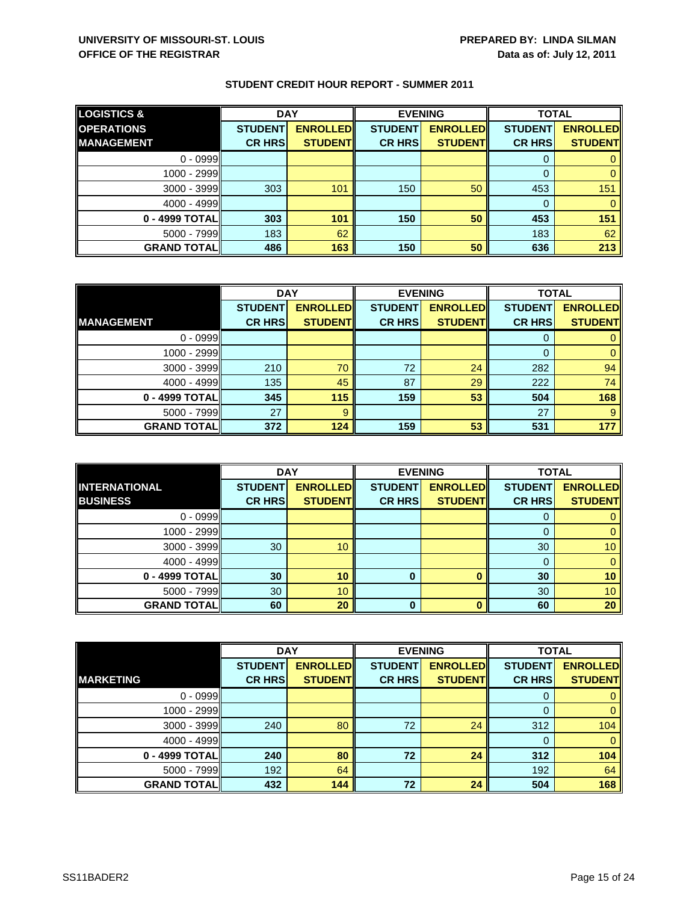**UNIVERSITY OF MISSOURI-ST. LOUIS**
**OFFICE OF THE REGISTRAR**

**PREPARED BY: LINDA SILMAN**
**Data as of: July 12, 2011**

## STUDENT CREDIT HOUR REPORT - SUMMER 2011

| LOGISTICS & OPERATIONS MANAGEMENT | DAY | | EVENING | | TOTAL | |
|---|---|---|---|---|---|---|
| | STUDENT CR HRS | ENROLLED STUDENT | STUDENT CR HRS | ENROLLED STUDENT | STUDENT CR HRS | ENROLLED STUDENT |
| 0 - 0999 | | | | | 0 | 0 |
| 1000 - 2999 | | | | | 0 | 0 |
| 3000 - 3999 | 303 | 101 | 150 | 50 | 453 | 151 |
| 4000 - 4999 | | | | | 0 | 0 |
| **0 - 4999 TOTAL** | **303** | **101** | **150** | **50** | **453** | **151** |
| 5000 - 7999 | 183 | 62 | | | 183 | 62 |
| **GRAND TOTAL** | **486** | **163** | **150** | **50** | **636** | **213** |

| MANAGEMENT | DAY | | EVENING | | TOTAL | |
|---|---|---|---|---|---|---|
| | STUDENT CR HRS | ENROLLED STUDENT | STUDENT CR HRS | ENROLLED STUDENT | STUDENT CR HRS | ENROLLED STUDENT |
| 0 - 0999 | | | | | 0 | 0 |
| 1000 - 2999 | | | | | 0 | 0 |
| 3000 - 3999 | 210 | 70 | 72 | 24 | 282 | 94 |
| 4000 - 4999 | 135 | 45 | 87 | 29 | 222 | 74 |
| **0 - 4999 TOTAL** | **345** | **115** | **159** | **53** | **504** | **168** |
| 5000 - 7999 | 27 | 9 | | | 27 | 9 |
| **GRAND TOTAL** | **372** | **124** | **159** | **53** | **531** | **177** |

| INTERNATIONAL BUSINESS | DAY | | EVENING | | TOTAL | |
|---|---|---|---|---|---|---|
| | STUDENT CR HRS | ENROLLED STUDENT | STUDENT CR HRS | ENROLLED STUDENT | STUDENT CR HRS | ENROLLED STUDENT |
| 0 - 0999 | | | | | 0 | 0 |
| 1000 - 2999 | | | | | 0 | 0 |
| 3000 - 3999 | 30 | 10 | | | 30 | 10 |
| 4000 - 4999 | | | | | 0 | 0 |
| **0 - 4999 TOTAL** | **30** | **10** | **0** | **0** | **30** | **10** |
| 5000 - 7999 | 30 | 10 | | | 30 | 10 |
| **GRAND TOTAL** | **60** | **20** | **0** | **0** | **60** | **20** |

| MARKETING | DAY | | EVENING | | TOTAL | |
|---|---|---|---|---|---|---|
| | STUDENT CR HRS | ENROLLED STUDENT | STUDENT CR HRS | ENROLLED STUDENT | STUDENT CR HRS | ENROLLED STUDENT |
| 0 - 0999 | | | | | 0 | 0 |
| 1000 - 2999 | | | | | 0 | 0 |
| 3000 - 3999 | 240 | 80 | 72 | 24 | 312 | 104 |
| 4000 - 4999 | | | | | 0 | 0 |
| **0 - 4999 TOTAL** | **240** | **80** | **72** | **24** | **312** | **104** |
| 5000 - 7999 | 192 | 64 | | | 192 | 64 |
| **GRAND TOTAL** | **432** | **144** | **72** | **24** | **504** | **168** |

SS11BADER2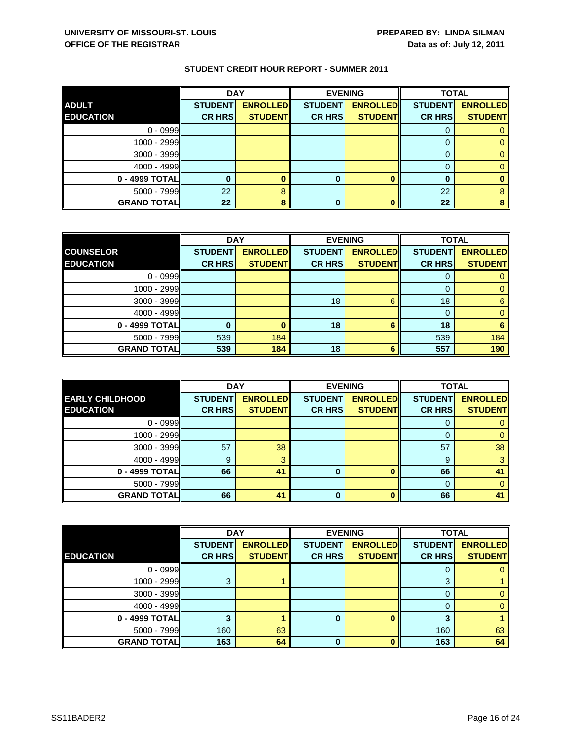UNIVERSITY OF MISSOURI-ST. LOUIS
OFFICE OF THE REGISTRAR

PREPARED BY: LINDA SILMAN
Data as of: July 12, 2011

## STUDENT CREDIT HOUR REPORT - SUMMER 2011

| | DAY | | EVENING | | TOTAL | |
|---|---|---|---|---|---|---|
| **ADULT EDUCATION** | **STUDENT CR HRS** | **ENROLLED STUDENT** | **STUDENT CR HRS** | **ENROLLED STUDENT** | **STUDENT CR HRS** | **ENROLLED STUDENT** |
| 0 - 0999 | | | | | 0 | 0 |
| 1000 - 2999 | | | | | 0 | 0 |
| 3000 - 3999 | | | | | 0 | 0 |
| 4000 - 4999 | | | | | 0 | 0 |
| **0 - 4999 TOTAL** | **0** | **0** | **0** | **0** | **0** | **0** |
| 5000 - 7999 | 22 | 8 | | | 22 | 8 |
| **GRAND TOTAL** | **22** | **8** | **0** | **0** | **22** | **8** |

| | DAY | | EVENING | | TOTAL | |
|---|---|---|---|---|---|---|
| **COUNSELOR EDUCATION** | **STUDENT CR HRS** | **ENROLLED STUDENT** | **STUDENT CR HRS** | **ENROLLED STUDENT** | **STUDENT CR HRS** | **ENROLLED STUDENT** |
| 0 - 0999 | | | | | 0 | 0 |
| 1000 - 2999 | | | | | 0 | 0 |
| 3000 - 3999 | | | 18 | 6 | 18 | 6 |
| 4000 - 4999 | | | | | 0 | 0 |
| **0 - 4999 TOTAL** | **0** | **0** | **18** | **6** | **18** | **6** |
| 5000 - 7999 | 539 | 184 | | | 539 | 184 |
| **GRAND TOTAL** | **539** | **184** | **18** | **6** | **557** | **190** |

| | DAY | | EVENING | | TOTAL | |
|---|---|---|---|---|---|---|
| **EARLY CHILDHOOD EDUCATION** | **STUDENT CR HRS** | **ENROLLED STUDENT** | **STUDENT CR HRS** | **ENROLLED STUDENT** | **STUDENT CR HRS** | **ENROLLED STUDENT** |
| 0 - 0999 | | | | | 0 | 0 |
| 1000 - 2999 | | | | | 0 | 0 |
| 3000 - 3999 | 57 | 38 | | | 57 | 38 |
| 4000 - 4999 | 9 | 3 | | | 9 | 3 |
| **0 - 4999 TOTAL** | **66** | **41** | **0** | **0** | **66** | **41** |
| 5000 - 7999 | | | | | 0 | 0 |
| **GRAND TOTAL** | **66** | **41** | **0** | **0** | **66** | **41** |

| | DAY | | EVENING | | TOTAL | |
|---|---|---|---|---|---|---|
| **EDUCATION** | **STUDENT CR HRS** | **ENROLLED STUDENT** | **STUDENT CR HRS** | **ENROLLED STUDENT** | **STUDENT CR HRS** | **ENROLLED STUDENT** |
| 0 - 0999 | | | | | 0 | 0 |
| 1000 - 2999 | 3 | 1 | | | 3 | 1 |
| 3000 - 3999 | | | | | 0 | 0 |
| 4000 - 4999 | | | | | 0 | 0 |
| **0 - 4999 TOTAL** | **3** | **1** | **0** | **0** | **3** | **1** |
| 5000 - 7999 | 160 | 63 | | | 160 | 63 |
| **GRAND TOTAL** | **163** | **64** | **0** | **0** | **163** | **64** |

SS11BADER2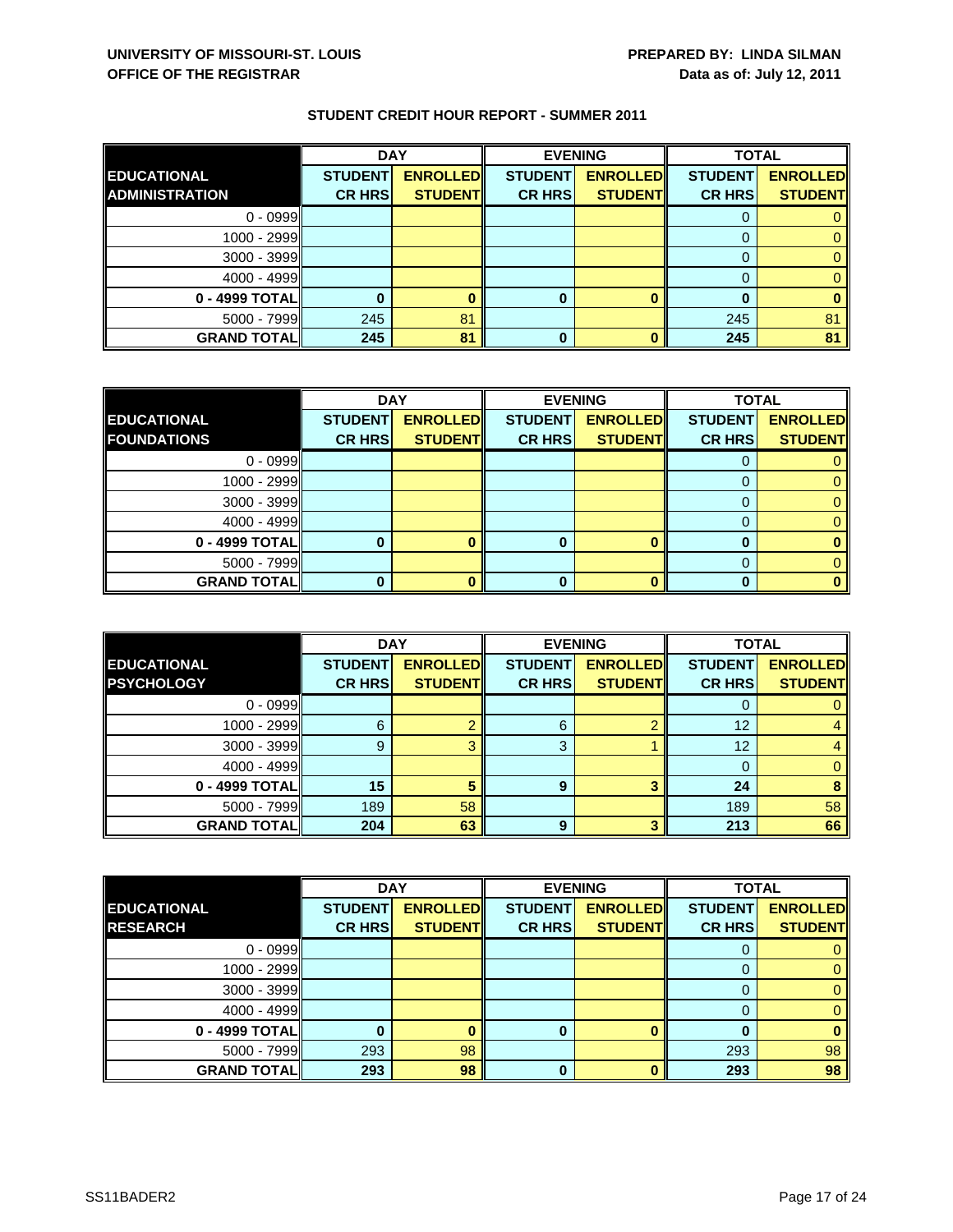**UNIVERSITY OF MISSOURI-ST. LOUIS**
**OFFICE OF THE REGISTRAR**

**PREPARED BY: LINDA SILMAN**
**Data as of: July 12, 2011**

## STUDENT CREDIT HOUR REPORT - SUMMER 2011

| EDUCATIONAL ADMINISTRATION | DAY | | EVENING | | TOTAL | |
|---|---|---|---|---|---|---|
| | STUDENT CR HRS | ENROLLED STUDENT | STUDENT CR HRS | ENROLLED STUDENT | STUDENT CR HRS | ENROLLED STUDENT |
| 0 - 0999 | | | | | 0 | 0 |
| 1000 - 2999 | | | | | 0 | 0 |
| 3000 - 3999 | | | | | 0 | 0 |
| 4000 - 4999 | | | | | 0 | 0 |
| **0 - 4999 TOTAL** | **0** | **0** | **0** | **0** | **0** | **0** |
| 5000 - 7999 | 245 | 81 | | | 245 | 81 |
| **GRAND TOTAL** | **245** | **81** | **0** | **0** | **245** | **81** |

| EDUCATIONAL FOUNDATIONS | DAY | | EVENING | | TOTAL | |
|---|---|---|---|---|---|---|
| | STUDENT CR HRS | ENROLLED STUDENT | STUDENT CR HRS | ENROLLED STUDENT | STUDENT CR HRS | ENROLLED STUDENT |
| 0 - 0999 | | | | | 0 | 0 |
| 1000 - 2999 | | | | | 0 | 0 |
| 3000 - 3999 | | | | | 0 | 0 |
| 4000 - 4999 | | | | | 0 | 0 |
| **0 - 4999 TOTAL** | **0** | **0** | **0** | **0** | **0** | **0** |
| 5000 - 7999 | | | | | 0 | 0 |
| **GRAND TOTAL** | **0** | **0** | **0** | **0** | **0** | **0** |

| EDUCATIONAL PSYCHOLOGY | DAY | | EVENING | | TOTAL | |
|---|---|---|---|---|---|---|
| | STUDENT CR HRS | ENROLLED STUDENT | STUDENT CR HRS | ENROLLED STUDENT | STUDENT CR HRS | ENROLLED STUDENT |
| 0 - 0999 | | | | | 0 | 0 |
| 1000 - 2999 | 6 | 2 | 6 | 2 | 12 | 4 |
| 3000 - 3999 | 9 | 3 | 3 | 1 | 12 | 4 |
| 4000 - 4999 | | | | | 0 | 0 |
| **0 - 4999 TOTAL** | **15** | **5** | **9** | **3** | **24** | **8** |
| 5000 - 7999 | 189 | 58 | | | 189 | 58 |
| **GRAND TOTAL** | **204** | **63** | **9** | **3** | **213** | **66** |

| EDUCATIONAL RESEARCH | DAY | | EVENING | | TOTAL | |
|---|---|---|---|---|---|---|
| | STUDENT CR HRS | ENROLLED STUDENT | STUDENT CR HRS | ENROLLED STUDENT | STUDENT CR HRS | ENROLLED STUDENT |
| 0 - 0999 | | | | | 0 | 0 |
| 1000 - 2999 | | | | | 0 | 0 |
| 3000 - 3999 | | | | | 0 | 0 |
| 4000 - 4999 | | | | | 0 | 0 |
| **0 - 4999 TOTAL** | **0** | **0** | **0** | **0** | **0** | **0** |
| 5000 - 7999 | 293 | 98 | | | 293 | 98 |
| **GRAND TOTAL** | **293** | **98** | **0** | **0** | **293** | **98** |

SS11BADER2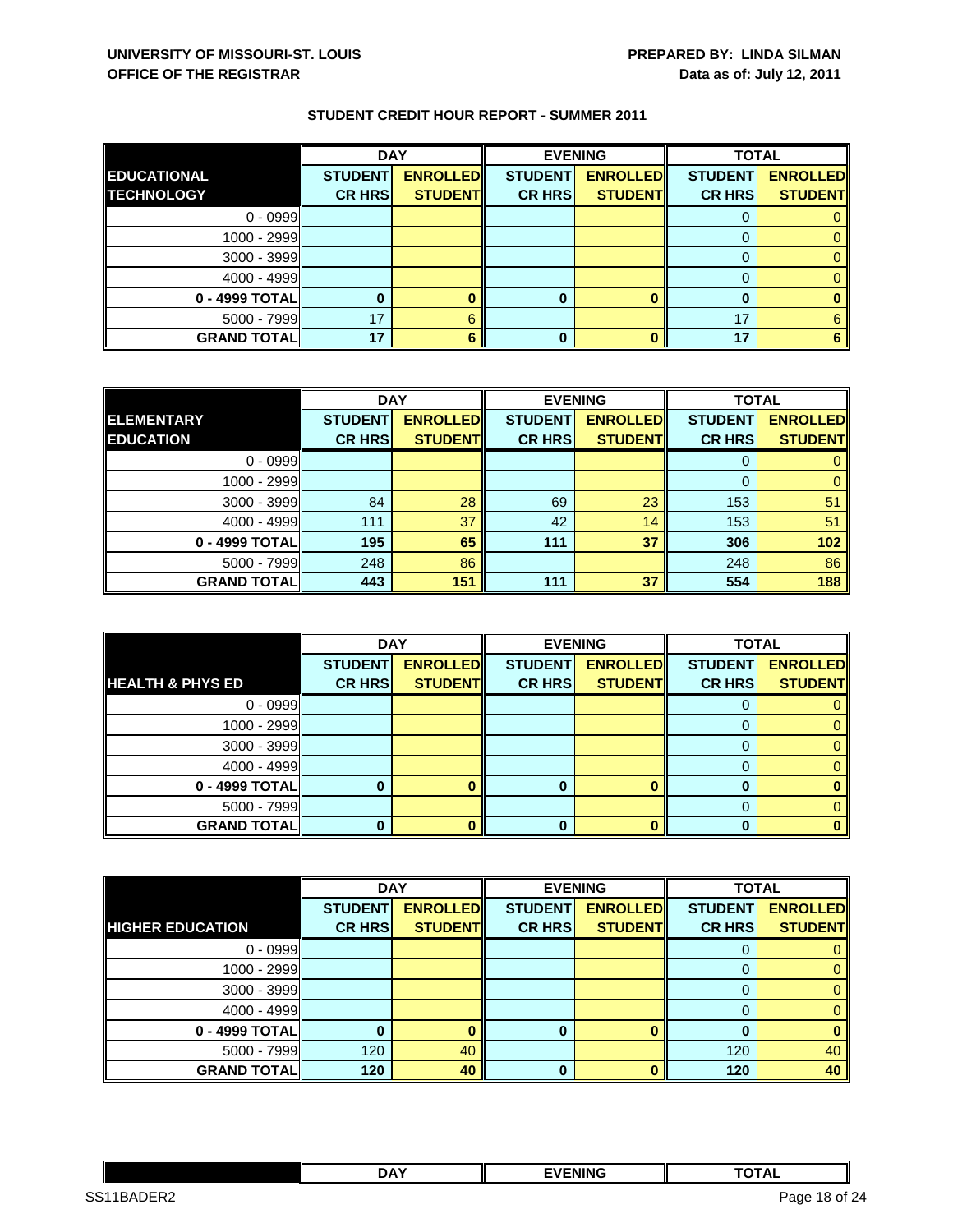**UNIVERSITY OF MISSOURI-ST. LOUIS**
**OFFICE OF THE REGISTRAR**

**PREPARED BY: LINDA SILMAN**
**Data as of: July 12, 2011**

## STUDENT CREDIT HOUR REPORT - SUMMER 2011

| EDUCATIONAL TECHNOLOGY | DAY | | EVENING | | TOTAL | |
|---|---|---|---|---|---|---|
| | STUDENT CR HRS | ENROLLED STUDENT | STUDENT CR HRS | ENROLLED STUDENT | STUDENT CR HRS | ENROLLED STUDENT |
| 0 - 0999 | | | | | 0 | 0 |
| 1000 - 2999 | | | | | 0 | 0 |
| 3000 - 3999 | | | | | 0 | 0 |
| 4000 - 4999 | | | | | 0 | 0 |
| **0 - 4999 TOTAL** | **0** | **0** | **0** | **0** | **0** | **0** |
| 5000 - 7999 | 17 | 6 | | | 17 | 6 |
| **GRAND TOTAL** | **17** | **6** | **0** | **0** | **17** | **6** |

| ELEMENTARY EDUCATION | DAY | | EVENING | | TOTAL | |
|---|---|---|---|---|---|---|
| | STUDENT CR HRS | ENROLLED STUDENT | STUDENT CR HRS | ENROLLED STUDENT | STUDENT CR HRS | ENROLLED STUDENT |
| 0 - 0999 | | | | | 0 | 0 |
| 1000 - 2999 | | | | | 0 | 0 |
| 3000 - 3999 | 84 | 28 | 69 | 23 | 153 | 51 |
| 4000 - 4999 | 111 | 37 | 42 | 14 | 153 | 51 |
| **0 - 4999 TOTAL** | **195** | **65** | **111** | **37** | **306** | **102** |
| 5000 - 7999 | 248 | 86 | | | 248 | 86 |
| **GRAND TOTAL** | **443** | **151** | **111** | **37** | **554** | **188** |

| HEALTH & PHYS ED | DAY | | EVENING | | TOTAL | |
|---|---|---|---|---|---|---|
| | STUDENT CR HRS | ENROLLED STUDENT | STUDENT CR HRS | ENROLLED STUDENT | STUDENT CR HRS | ENROLLED STUDENT |
| 0 - 0999 | | | | | 0 | 0 |
| 1000 - 2999 | | | | | 0 | 0 |
| 3000 - 3999 | | | | | 0 | 0 |
| 4000 - 4999 | | | | | 0 | 0 |
| **0 - 4999 TOTAL** | **0** | **0** | **0** | **0** | **0** | **0** |
| 5000 - 7999 | | | | | 0 | 0 |
| **GRAND TOTAL** | **0** | **0** | **0** | **0** | **0** | **0** |

| HIGHER EDUCATION | DAY | | EVENING | | TOTAL | |
|---|---|---|---|---|---|---|
| | STUDENT CR HRS | ENROLLED STUDENT | STUDENT CR HRS | ENROLLED STUDENT | STUDENT CR HRS | ENROLLED STUDENT |
| 0 - 0999 | | | | | 0 | 0 |
| 1000 - 2999 | | | | | 0 | 0 |
| 3000 - 3999 | | | | | 0 | 0 |
| 4000 - 4999 | | | | | 0 | 0 |
| **0 - 4999 TOTAL** | **0** | **0** | **0** | **0** | **0** | **0** |
| 5000 - 7999 | 120 | 40 | | | 120 | 40 |
| **GRAND TOTAL** | **120** | **40** | **0** | **0** | **120** | **40** |

| | DAY | EVENING | TOTAL |
|---|---|---|---|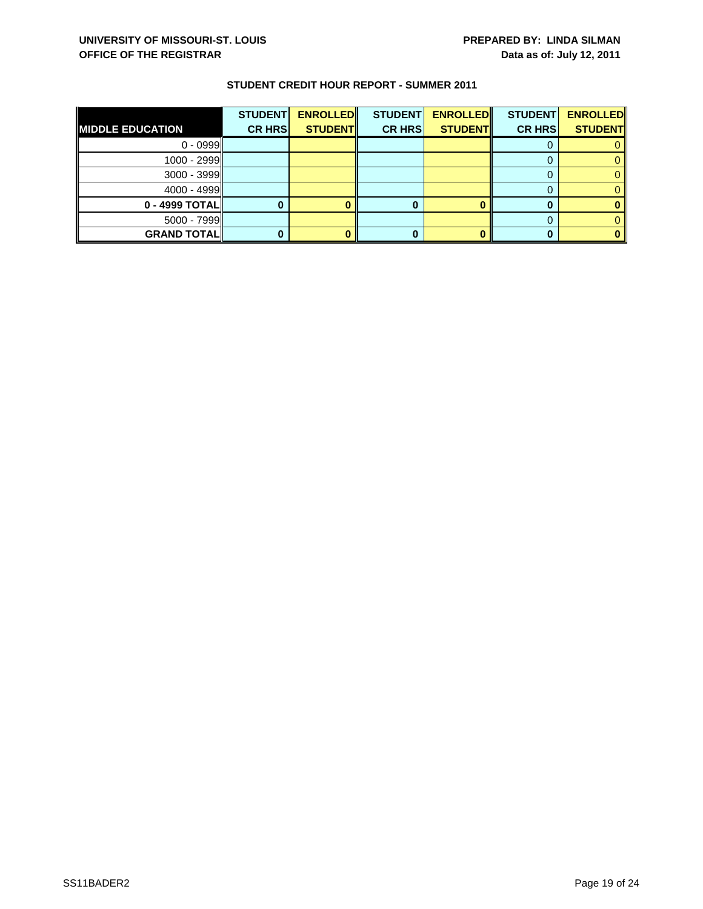**UNIVERSITY OF MISSOURI-ST. LOUIS**
**OFFICE OF THE REGISTRAR**

**PREPARED BY: LINDA SILMAN**
**Data as of: July 12, 2011**

## STUDENT CREDIT HOUR REPORT - SUMMER 2011

| MIDDLE EDUCATION | STUDENT CR HRS | ENROLLED STUDENT | STUDENT CR HRS | ENROLLED STUDENT | STUDENT CR HRS | ENROLLED STUDENT |
|---|---|---|---|---|---|---|
| 0 - 0999 | | | | | 0 | 0 |
| 1000 - 2999 | | | | | 0 | 0 |
| 3000 - 3999 | | | | | 0 | 0 |
| 4000 - 4999 | | | | | 0 | 0 |
| **0 - 4999 TOTAL** | **0** | **0** | **0** | **0** | **0** | **0** |
| 5000 - 7999 | | | | | 0 | 0 |
| **GRAND TOTAL** | **0** | **0** | **0** | **0** | **0** | **0** |

SS11BADER2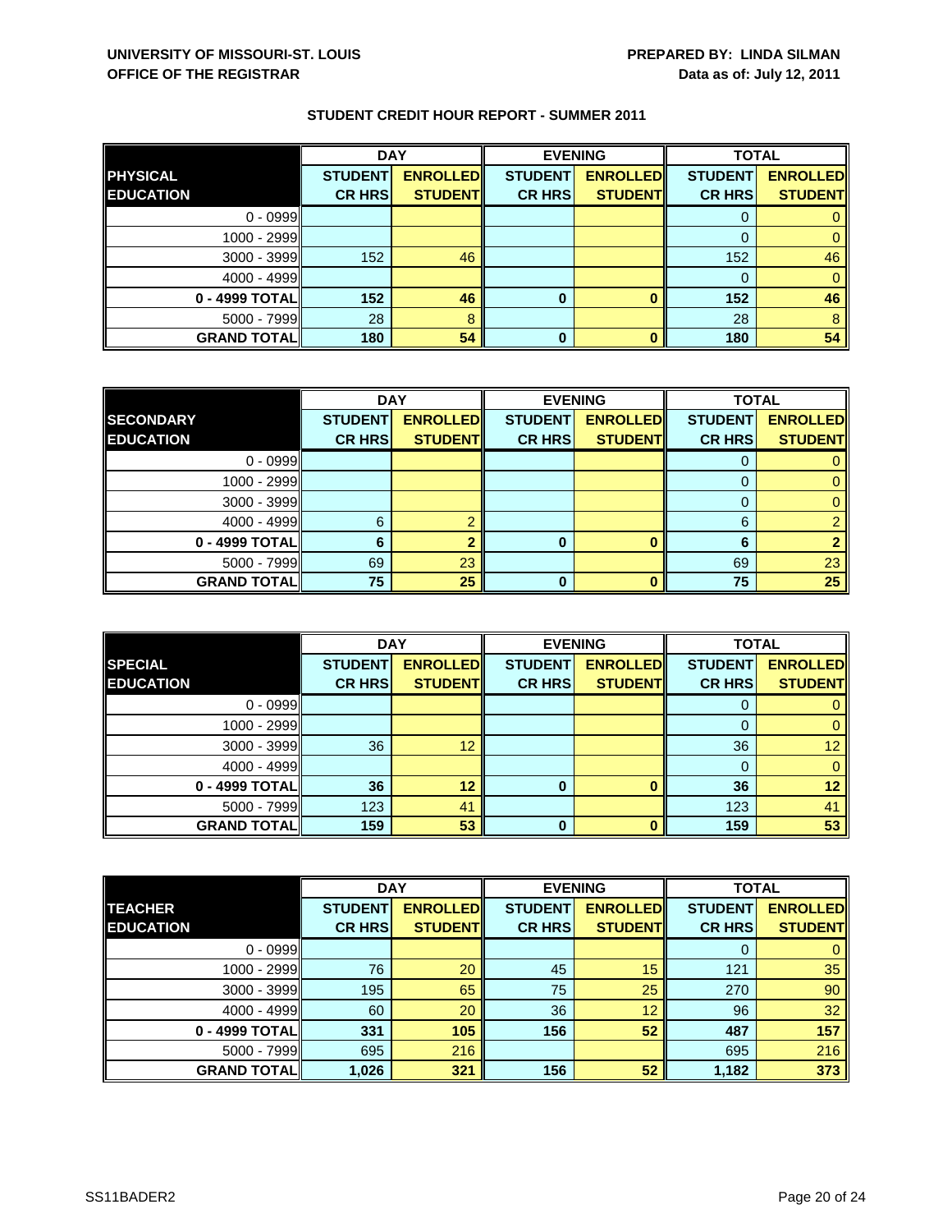**UNIVERSITY OF MISSOURI-ST. LOUIS**
**OFFICE OF THE REGISTRAR**

**PREPARED BY: LINDA SILMAN**
**Data as of: July 12, 2011**

## STUDENT CREDIT HOUR REPORT - SUMMER 2011

| PHYSICAL EDUCATION | DAY | | EVENING | | TOTAL | |
|---|---|---|---|---|---|---|
| | STUDENT CR HRS | ENROLLED STUDENT | STUDENT CR HRS | ENROLLED STUDENT | STUDENT CR HRS | ENROLLED STUDENT |
| 0 - 0999 | | | | | 0 | 0 |
| 1000 - 2999 | | | | | 0 | 0 |
| 3000 - 3999 | 152 | 46 | | | 152 | 46 |
| 4000 - 4999 | | | | | 0 | 0 |
| **0 - 4999 TOTAL** | **152** | **46** | **0** | **0** | **152** | **46** |
| 5000 - 7999 | 28 | 8 | | | 28 | 8 |
| **GRAND TOTAL** | **180** | **54** | **0** | **0** | **180** | **54** |

| SECONDARY EDUCATION | DAY | | EVENING | | TOTAL | |
|---|---|---|---|---|---|---|
| | STUDENT CR HRS | ENROLLED STUDENT | STUDENT CR HRS | ENROLLED STUDENT | STUDENT CR HRS | ENROLLED STUDENT |
| 0 - 0999 | | | | | 0 | 0 |
| 1000 - 2999 | | | | | 0 | 0 |
| 3000 - 3999 | | | | | 0 | 0 |
| 4000 - 4999 | 6 | 2 | | | 6 | 2 |
| **0 - 4999 TOTAL** | **6** | **2** | **0** | **0** | **6** | **2** |
| 5000 - 7999 | 69 | 23 | | | 69 | 23 |
| **GRAND TOTAL** | **75** | **25** | **0** | **0** | **75** | **25** |

| SPECIAL EDUCATION | DAY | | EVENING | | TOTAL | |
|---|---|---|---|---|---|---|
| | STUDENT CR HRS | ENROLLED STUDENT | STUDENT CR HRS | ENROLLED STUDENT | STUDENT CR HRS | ENROLLED STUDENT |
| 0 - 0999 | | | | | 0 | 0 |
| 1000 - 2999 | | | | | 0 | 0 |
| 3000 - 3999 | 36 | 12 | | | 36 | 12 |
| 4000 - 4999 | | | | | 0 | 0 |
| **0 - 4999 TOTAL** | **36** | **12** | **0** | **0** | **36** | **12** |
| 5000 - 7999 | 123 | 41 | | | 123 | 41 |
| **GRAND TOTAL** | **159** | **53** | **0** | **0** | **159** | **53** |

| TEACHER EDUCATION | DAY | | EVENING | | TOTAL | |
|---|---|---|---|---|---|---|
| | STUDENT CR HRS | ENROLLED STUDENT | STUDENT CR HRS | ENROLLED STUDENT | STUDENT CR HRS | ENROLLED STUDENT |
| 0 - 0999 | | | | | 0 | 0 |
| 1000 - 2999 | 76 | 20 | 45 | 15 | 121 | 35 |
| 3000 - 3999 | 195 | 65 | 75 | 25 | 270 | 90 |
| 4000 - 4999 | 60 | 20 | 36 | 12 | 96 | 32 |
| **0 - 4999 TOTAL** | **331** | **105** | **156** | **52** | **487** | **157** |
| 5000 - 7999 | 695 | 216 | | | 695 | 216 |
| **GRAND TOTAL** | **1,026** | **321** | **156** | **52** | **1,182** | **373** |

SS11BADER2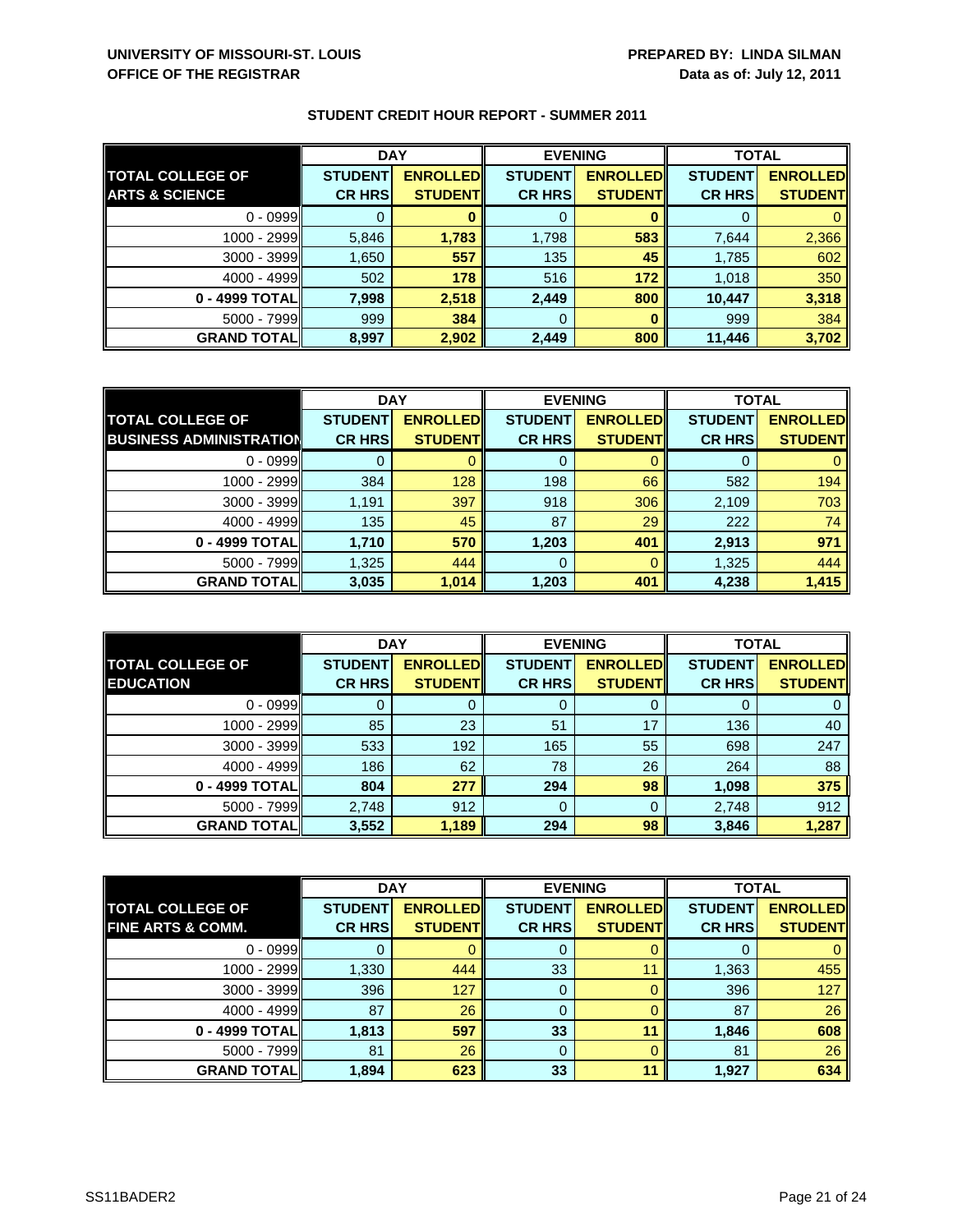**UNIVERSITY OF MISSOURI-ST. LOUIS**
**OFFICE OF THE REGISTRAR**

**PREPARED BY: LINDA SILMAN**
**Data as of: July 12, 2011**

## STUDENT CREDIT HOUR REPORT - SUMMER 2011

| | DAY | | EVENING | | TOTAL | |
|---|---|---|---|---|---|---|
| **TOTAL COLLEGE OF ARTS & SCIENCE** | **STUDENT CR HRS** | **ENROLLED STUDENT** | **STUDENT CR HRS** | **ENROLLED STUDENT** | **STUDENT CR HRS** | **ENROLLED STUDENT** |
| 0 - 0999 | 0 | 0 | 0 | 0 | 0 | 0 |
| 1000 - 2999 | 5,846 | 1,783 | 1,798 | 583 | 7,644 | 2,366 |
| 3000 - 3999 | 1,650 | 557 | 135 | 45 | 1,785 | 602 |
| 4000 - 4999 | 502 | 178 | 516 | 172 | 1,018 | 350 |
| **0 - 4999 TOTAL** | **7,998** | **2,518** | **2,449** | **800** | **10,447** | **3,318** |
| 5000 - 7999 | 999 | 384 | 0 | 0 | 999 | 384 |
| **GRAND TOTAL** | **8,997** | **2,902** | **2,449** | **800** | **11,446** | **3,702** |

| | DAY | | EVENING | | TOTAL | |
|---|---|---|---|---|---|---|
| **TOTAL COLLEGE OF BUSINESS ADMINISTRATION** | **STUDENT CR HRS** | **ENROLLED STUDENT** | **STUDENT CR HRS** | **ENROLLED STUDENT** | **STUDENT CR HRS** | **ENROLLED STUDENT** |
| 0 - 0999 | 0 | 0 | 0 | 0 | 0 | 0 |
| 1000 - 2999 | 384 | 128 | 198 | 66 | 582 | 194 |
| 3000 - 3999 | 1,191 | 397 | 918 | 306 | 2,109 | 703 |
| 4000 - 4999 | 135 | 45 | 87 | 29 | 222 | 74 |
| **0 - 4999 TOTAL** | **1,710** | **570** | **1,203** | **401** | **2,913** | **971** |
| 5000 - 7999 | 1,325 | 444 | 0 | 0 | 1,325 | 444 |
| **GRAND TOTAL** | **3,035** | **1,014** | **1,203** | **401** | **4,238** | **1,415** |

| | DAY | | EVENING | | TOTAL | |
|---|---|---|---|---|---|---|
| **TOTAL COLLEGE OF EDUCATION** | **STUDENT CR HRS** | **ENROLLED STUDENT** | **STUDENT CR HRS** | **ENROLLED STUDENT** | **STUDENT CR HRS** | **ENROLLED STUDENT** |
| 0 - 0999 | 0 | 0 | 0 | 0 | 0 | 0 |
| 1000 - 2999 | 85 | 23 | 51 | 17 | 136 | 40 |
| 3000 - 3999 | 533 | 192 | 165 | 55 | 698 | 247 |
| 4000 - 4999 | 186 | 62 | 78 | 26 | 264 | 88 |
| **0 - 4999 TOTAL** | **804** | **277** | **294** | **98** | **1,098** | **375** |
| 5000 - 7999 | 2,748 | 912 | 0 | 0 | 2,748 | 912 |
| **GRAND TOTAL** | **3,552** | **1,189** | **294** | **98** | **3,846** | **1,287** |

| | DAY | | EVENING | | TOTAL | |
|---|---|---|---|---|---|---|
| **TOTAL COLLEGE OF FINE ARTS & COMM.** | **STUDENT CR HRS** | **ENROLLED STUDENT** | **STUDENT CR HRS** | **ENROLLED STUDENT** | **STUDENT CR HRS** | **ENROLLED STUDENT** |
| 0 - 0999 | 0 | 0 | 0 | 0 | 0 | 0 |
| 1000 - 2999 | 1,330 | 444 | 33 | 11 | 1,363 | 455 |
| 3000 - 3999 | 396 | 127 | 0 | 0 | 396 | 127 |
| 4000 - 4999 | 87 | 26 | 0 | 0 | 87 | 26 |
| **0 - 4999 TOTAL** | **1,813** | **597** | **33** | **11** | **1,846** | **608** |
| 5000 - 7999 | 81 | 26 | 0 | 0 | 81 | 26 |
| **GRAND TOTAL** | **1,894** | **623** | **33** | **11** | **1,927** | **634** |

SS11BADER2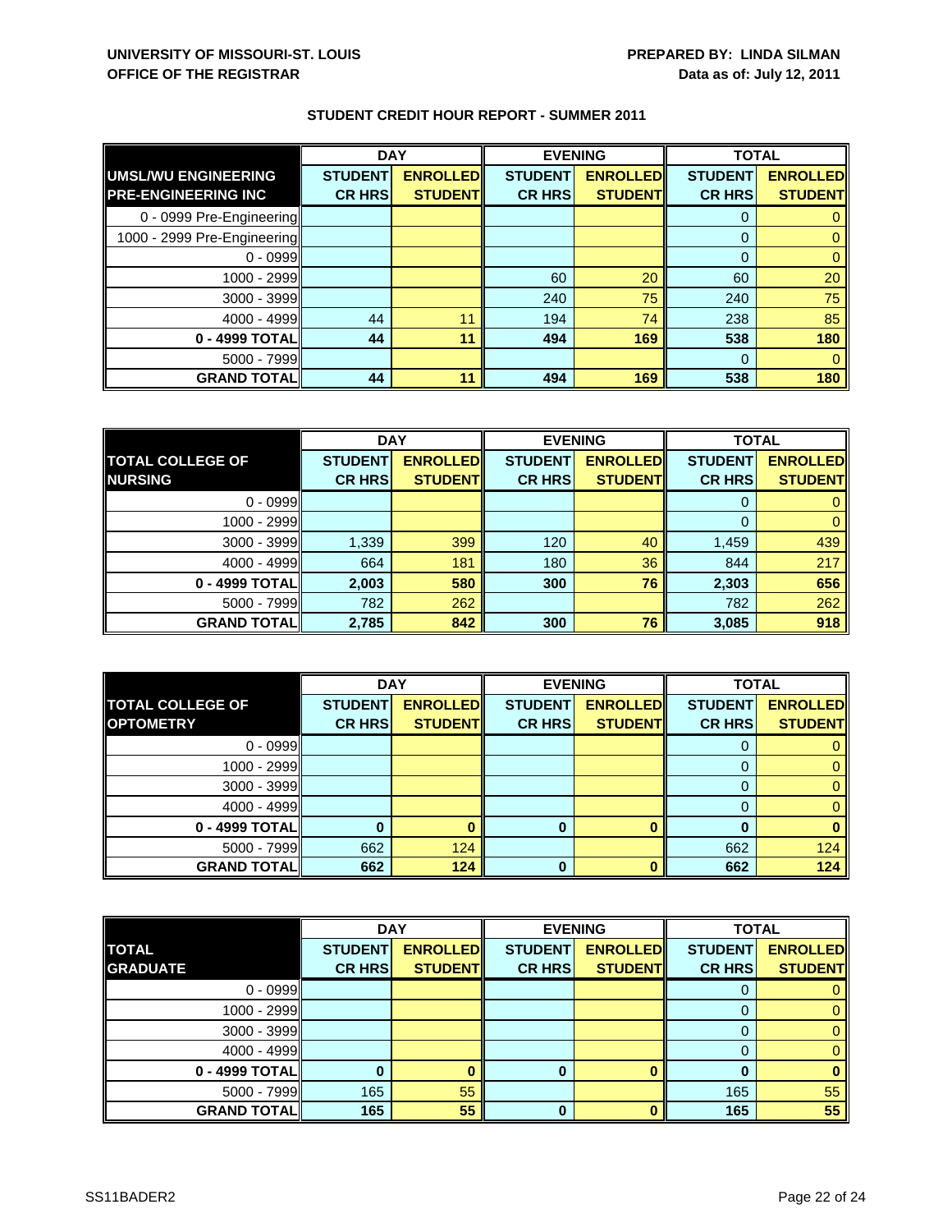**UNIVERSITY OF MISSOURI-ST. LOUIS**
**OFFICE OF THE REGISTRAR**

**PREPARED BY: LINDA SILMAN**
**Data as of: July 12, 2011**

## STUDENT CREDIT HOUR REPORT - SUMMER 2011

| UMSL/WU ENGINEERING PRE-ENGINEERING INC | DAY | | EVENING | | TOTAL | |
|---|---|---|---|---|---|---|
| | STUDENT CR HRS | ENROLLED STUDENT | STUDENT CR HRS | ENROLLED STUDENT | STUDENT CR HRS | ENROLLED STUDENT |
| 0 - 0999 Pre-Engineering | | | | | 0 | 0 |
| 1000 - 2999 Pre-Engineering | | | | | 0 | 0 |
| 0 - 0999 | | | | | 0 | 0 |
| 1000 - 2999 | | | 60 | 20 | 60 | 20 |
| 3000 - 3999 | | | 240 | 75 | 240 | 75 |
| 4000 - 4999 | 44 | 11 | 194 | 74 | 238 | 85 |
| **0 - 4999 TOTAL** | **44** | **11** | **494** | **169** | **538** | **180** |
| 5000 - 7999 | | | | | 0 | 0 |
| **GRAND TOTAL** | **44** | **11** | **494** | **169** | **538** | **180** |

| TOTAL COLLEGE OF NURSING | DAY | | EVENING | | TOTAL | |
|---|---|---|---|---|---|---|
| | STUDENT CR HRS | ENROLLED STUDENT | STUDENT CR HRS | ENROLLED STUDENT | STUDENT CR HRS | ENROLLED STUDENT |
| 0 - 0999 | | | | | 0 | 0 |
| 1000 - 2999 | | | | | 0 | 0 |
| 3000 - 3999 | 1,339 | 399 | 120 | 40 | 1,459 | 439 |
| 4000 - 4999 | 664 | 181 | 180 | 36 | 844 | 217 |
| **0 - 4999 TOTAL** | **2,003** | **580** | **300** | **76** | **2,303** | **656** |
| 5000 - 7999 | 782 | 262 | | | 782 | 262 |
| **GRAND TOTAL** | **2,785** | **842** | **300** | **76** | **3,085** | **918** |

| TOTAL COLLEGE OF OPTOMETRY | DAY | | EVENING | | TOTAL | |
|---|---|---|---|---|---|---|
| | STUDENT CR HRS | ENROLLED STUDENT | STUDENT CR HRS | ENROLLED STUDENT | STUDENT CR HRS | ENROLLED STUDENT |
| 0 - 0999 | | | | | 0 | 0 |
| 1000 - 2999 | | | | | 0 | 0 |
| 3000 - 3999 | | | | | 0 | 0 |
| 4000 - 4999 | | | | | 0 | 0 |
| **0 - 4999 TOTAL** | **0** | **0** | **0** | **0** | **0** | **0** |
| 5000 - 7999 | 662 | 124 | | | 662 | 124 |
| **GRAND TOTAL** | **662** | **124** | **0** | **0** | **662** | **124** |

| TOTAL GRADUATE | DAY | | EVENING | | TOTAL | |
|---|---|---|---|---|---|---|
| | STUDENT CR HRS | ENROLLED STUDENT | STUDENT CR HRS | ENROLLED STUDENT | STUDENT CR HRS | ENROLLED STUDENT |
| 0 - 0999 | | | | | 0 | 0 |
| 1000 - 2999 | | | | | 0 | 0 |
| 3000 - 3999 | | | | | 0 | 0 |
| 4000 - 4999 | | | | | 0 | 0 |
| **0 - 4999 TOTAL** | **0** | **0** | **0** | **0** | **0** | **0** |
| 5000 - 7999 | 165 | 55 | | | 165 | 55 |
| **GRAND TOTAL** | **165** | **55** | **0** | **0** | **165** | **55** |

SS11BADER2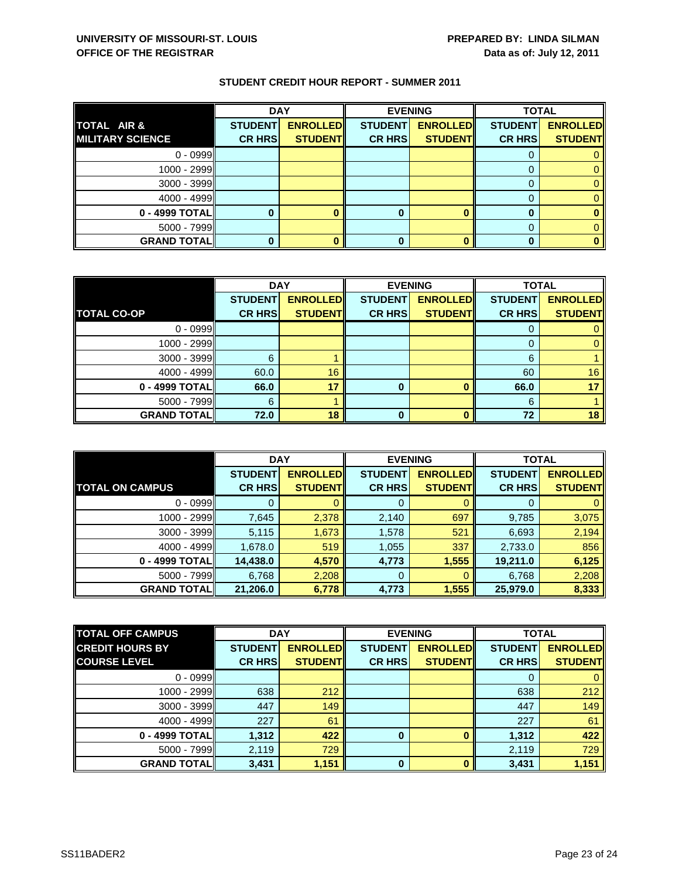**UNIVERSITY OF MISSOURI-ST. LOUIS**
**OFFICE OF THE REGISTRAR**

**PREPARED BY: LINDA SILMAN**
**Data as of: July 12, 2011**

## STUDENT CREDIT HOUR REPORT - SUMMER 2011

| TOTAL AIR & MILITARY SCIENCE | DAY | | EVENING | | TOTAL | |
|---|---|---|---|---|---|---|
| | STUDENT CR HRS | ENROLLED STUDENT | STUDENT CR HRS | ENROLLED STUDENT | STUDENT CR HRS | ENROLLED STUDENT |
| 0 - 0999 | | | | | 0 | 0 |
| 1000 - 2999 | | | | | 0 | 0 |
| 3000 - 3999 | | | | | 0 | 0 |
| 4000 - 4999 | | | | | 0 | 0 |
| **0 - 4999 TOTAL** | **0** | **0** | **0** | **0** | **0** | **0** |
| 5000 - 7999 | | | | | 0 | 0 |
| **GRAND TOTAL** | **0** | **0** | **0** | **0** | **0** | **0** |

| TOTAL CO-OP | DAY | | EVENING | | TOTAL | |
|---|---|---|---|---|---|---|
| | STUDENT CR HRS | ENROLLED STUDENT | STUDENT CR HRS | ENROLLED STUDENT | STUDENT CR HRS | ENROLLED STUDENT |
| 0 - 0999 | | | | | 0 | 0 |
| 1000 - 2999 | | | | | 0 | 0 |
| 3000 - 3999 | 6 | 1 | | | 6 | 1 |
| 4000 - 4999 | 60.0 | 16 | | | 60 | 16 |
| **0 - 4999 TOTAL** | **66.0** | **17** | **0** | **0** | **66.0** | **17** |
| 5000 - 7999 | 6 | 1 | | | 6 | 1 |
| **GRAND TOTAL** | **72.0** | **18** | **0** | **0** | **72** | **18** |

| TOTAL ON CAMPUS | DAY | | EVENING | | TOTAL | |
|---|---|---|---|---|---|---|
| | STUDENT CR HRS | ENROLLED STUDENT | STUDENT CR HRS | ENROLLED STUDENT | STUDENT CR HRS | ENROLLED STUDENT |
| 0 - 0999 | 0 | 0 | 0 | 0 | 0 | 0 |
| 1000 - 2999 | 7,645 | 2,378 | 2,140 | 697 | 9,785 | 3,075 |
| 3000 - 3999 | 5,115 | 1,673 | 1,578 | 521 | 6,693 | 2,194 |
| 4000 - 4999 | 1,678.0 | 519 | 1,055 | 337 | 2,733.0 | 856 |
| **0 - 4999 TOTAL** | **14,438.0** | **4,570** | **4,773** | **1,555** | **19,211.0** | **6,125** |
| 5000 - 7999 | 6,768 | 2,208 | 0 | 0 | 6,768 | 2,208 |
| **GRAND TOTAL** | **21,206.0** | **6,778** | **4,773** | **1,555** | **25,979.0** | **8,333** |

| TOTAL OFF CAMPUS CREDIT HOURS BY COURSE LEVEL | DAY | | EVENING | | TOTAL | |
|---|---|---|---|---|---|---|
| | STUDENT CR HRS | ENROLLED STUDENT | STUDENT CR HRS | ENROLLED STUDENT | STUDENT CR HRS | ENROLLED STUDENT |
| 0 - 0999 | | | | | 0 | 0 |
| 1000 - 2999 | 638 | 212 | | | 638 | 212 |
| 3000 - 3999 | 447 | 149 | | | 447 | 149 |
| 4000 - 4999 | 227 | 61 | | | 227 | 61 |
| **0 - 4999 TOTAL** | **1,312** | **422** | **0** | **0** | **1,312** | **422** |
| 5000 - 7999 | 2,119 | 729 | | | 2,119 | 729 |
| **GRAND TOTAL** | **3,431** | **1,151** | **0** | **0** | **3,431** | **1,151** |

SS11BADER2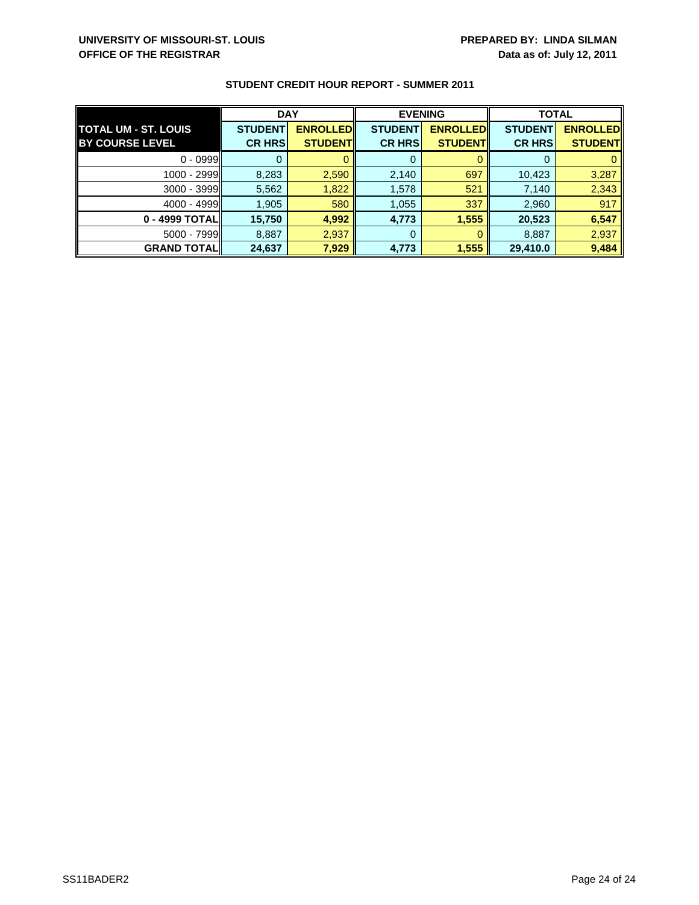UNIVERSITY OF MISSOURI-ST. LOUIS
OFFICE OF THE REGISTRAR

PREPARED BY: LINDA SILMAN
Data as of: July 12, 2011

## STUDENT CREDIT HOUR REPORT - SUMMER 2011

| | DAY | | EVENING | | TOTAL | |
|---|---|---|---|---|---|---|
| **TOTAL UM - ST. LOUIS BY COURSE LEVEL** | **STUDENT CR HRS** | **ENROLLED STUDENT** | **STUDENT CR HRS** | **ENROLLED STUDENT** | **STUDENT CR HRS** | **ENROLLED STUDENT** |
| 0 - 0999 | 0 | 0 | 0 | 0 | 0 | 0 |
| 1000 - 2999 | 8,283 | 2,590 | 2,140 | 697 | 10,423 | 3,287 |
| 3000 - 3999 | 5,562 | 1,822 | 1,578 | 521 | 7,140 | 2,343 |
| 4000 - 4999 | 1,905 | 580 | 1,055 | 337 | 2,960 | 917 |
| **0 - 4999 TOTAL** | **15,750** | **4,992** | **4,773** | **1,555** | **20,523** | **6,547** |
| 5000 - 7999 | 8,887 | 2,937 | 0 | 0 | 8,887 | 2,937 |
| **GRAND TOTAL** | **24,637** | **7,929** | **4,773** | **1,555** | **29,410.0** | **9,484** |

SS11BADER2